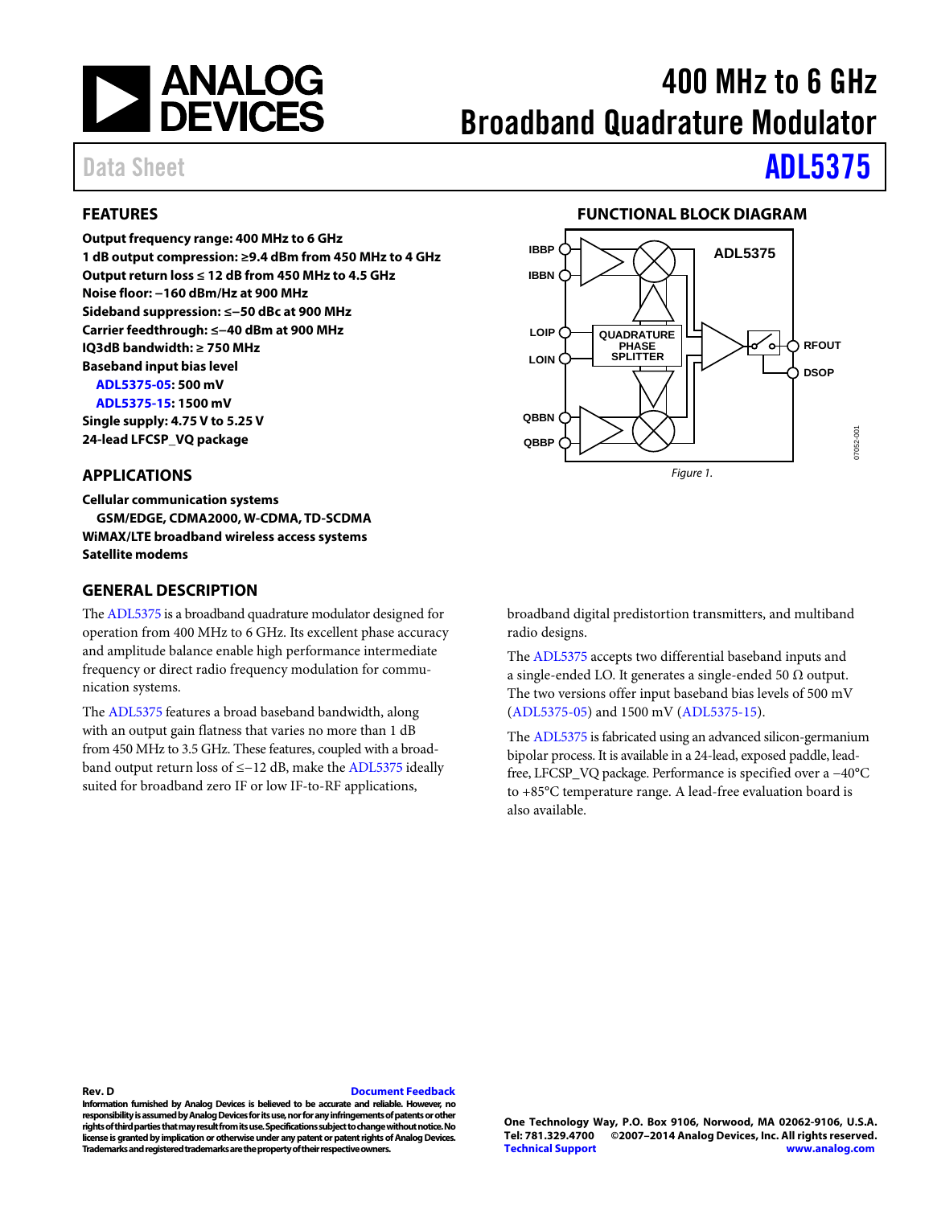# 400 MHz to 6 GHz Broadband Quadrature Modulator

Data Sheet

# ADL5375

## FEATURES

**Output frequency range: 400 MHz to 6 GHz**
**1 dB output compression: ≥9.4 dBm from 450 MHz to 4 GHz**
**Output return loss ≤ 12 dB from 450 MHz to 4.5 GHz**
**Noise floor: −160 dBm/Hz at 900 MHz**
**Sideband suppression: ≤−50 dBc at 900 MHz**
**Carrier feedthrough: ≤−40 dBm at 900 MHz**
**IQ3dB bandwidth: ≥ 750 MHz**
**Baseband input bias level**
- **ADL5375-05: 500 mV**
- **ADL5375-15: 1500 mV**

**Single supply: 4.75 V to 5.25 V**
**24-lead LFCSP_VQ package**

## APPLICATIONS

**Cellular communication systems**
- **GSM/EDGE, CDMA2000, W-CDMA, TD-SCDMA**

**WiMAX/LTE broadband wireless access systems**
**Satellite modems**

## FUNCTIONAL BLOCK DIAGRAM

*Figure 1.*

## GENERAL DESCRIPTION

The ADL5375 is a broadband quadrature modulator designed for operation from 400 MHz to 6 GHz. Its excellent phase accuracy and amplitude balance enable high performance intermediate frequency or direct radio frequency modulation for communication systems.

The ADL5375 features a broad baseband bandwidth, along with an output gain flatness that varies no more than 1 dB from 450 MHz to 3.5 GHz. These features, coupled with a broadband output return loss of ≤−12 dB, make the ADL5375 ideally suited for broadband zero IF or low IF-to-RF applications, broadband digital predistortion transmitters, and multiband radio designs.

The ADL5375 accepts two differential baseband inputs and a single-ended LO. It generates a single-ended 50 Ω output. The two versions offer input baseband bias levels of 500 mV (ADL5375-05) and 1500 mV (ADL5375-15).

The ADL5375 is fabricated using an advanced silicon-germanium bipolar process. It is available in a 24-lead, exposed paddle, lead-free, LFCSP_VQ package. Performance is specified over a −40°C to +85°C temperature range. A lead-free evaluation board is also available.

**Rev. D** Document Feedback

**Information furnished by Analog Devices is believed to be accurate and reliable. However, no responsibility is assumed by Analog Devices for its use, nor for any infringements of patents or other rights of third parties that may result from its use. Specifications subject to change without notice. No license is granted by implication or otherwise under any patent or patent rights of Analog Devices. Trademarks and registered trademarks are the property of their respective owners.**

**One Technology Way, P.O. Box 9106, Norwood, MA 02062-9106, U.S.A.**
**Tel: 781.329.4700 ©2007–2014 Analog Devices, Inc. All rights reserved.**
**Technical Support www.analog.com**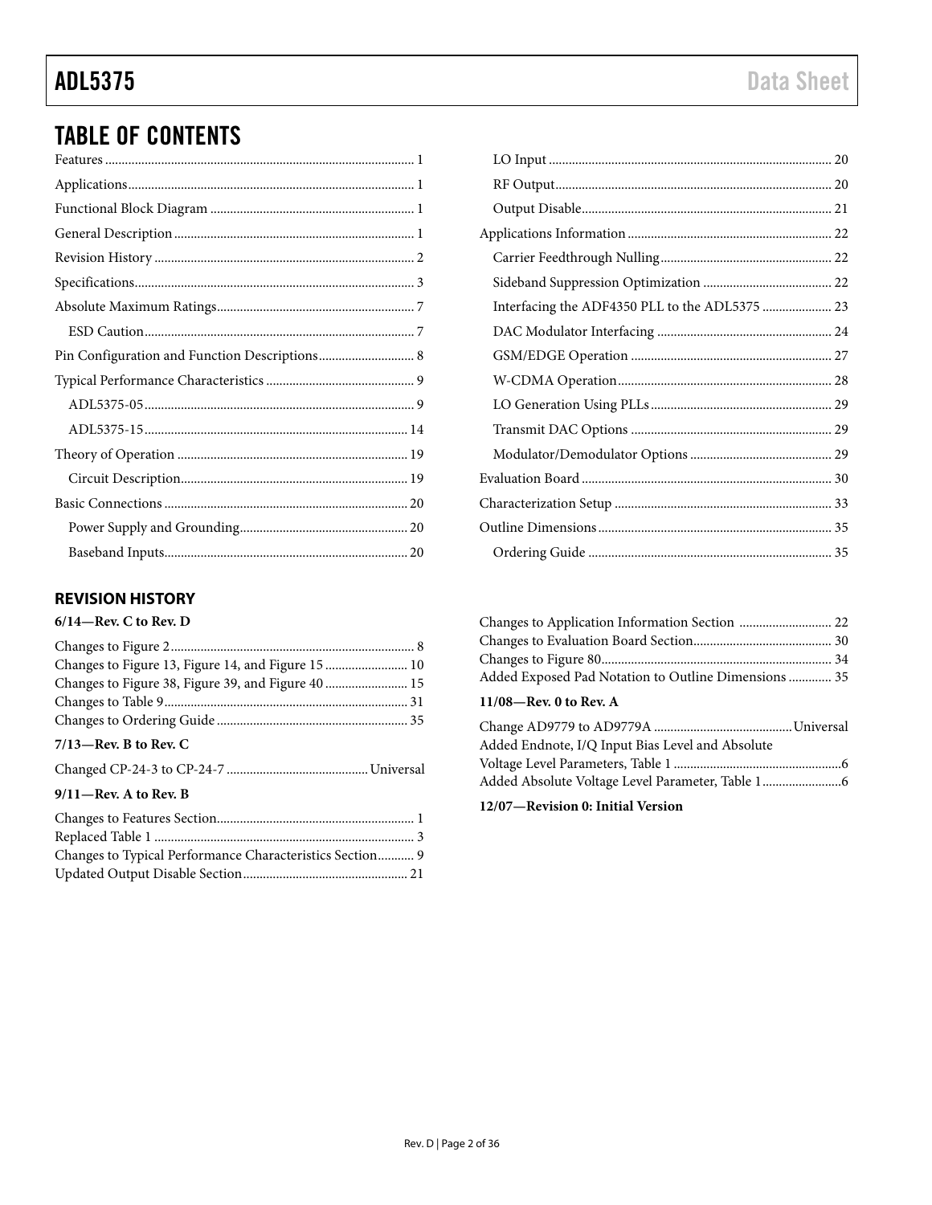## TABLE OF CONTENTS

Features ............................................................ 1
Applications ............................................................ 1
Functional Block Diagram ............................................................ 1
General Description ............................................................ 1
Revision History ............................................................ 2
Specifications ............................................................ 3
Absolute Maximum Ratings ............................................................ 7
  ESD Caution ............................................................ 7
Pin Configuration and Function Descriptions ............................................................ 8
Typical Performance Characteristics ............................................................ 9
  ADL5375-05 ............................................................ 9
  ADL5375-15 ............................................................ 14
Theory of Operation ............................................................ 19
  Circuit Description ............................................................ 19
Basic Connections ............................................................ 20
  Power Supply and Grounding ............................................................ 20
  Baseband Inputs ............................................................ 20
  LO Input ............................................................ 20
  RF Output ............................................................ 20
  Output Disable ............................................................ 21
Applications Information ............................................................ 22
  Carrier Feedthrough Nulling ............................................................ 22
  Sideband Suppression Optimization ............................................................ 22
  Interfacing the ADF4350 PLL to the ADL5375 ............................................................ 23
  DAC Modulator Interfacing ............................................................ 24
  GSM/EDGE Operation ............................................................ 27
  W-CDMA Operation ............................................................ 28
  LO Generation Using PLLs ............................................................ 29
  Transmit DAC Options ............................................................ 29
  Modulator/Demodulator Options ............................................................ 29
Evaluation Board ............................................................ 30
Characterization Setup ............................................................ 33
Outline Dimensions ............................................................ 35
  Ordering Guide ............................................................ 35

### REVISION HISTORY

**6/14—Rev. C to Rev. D**

Changes to Figure 2 ............................................................ 8
Changes to Figure 13, Figure 14, and Figure 15 ............................................................ 10
Changes to Figure 38, Figure 39, and Figure 40 ............................................................ 15
Changes to Table 9 ............................................................ 31
Changes to Ordering Guide ............................................................ 35

**7/13—Rev. B to Rev. C**

Changed CP-24-3 to CP-24-7 ............................................................ Universal

**9/11—Rev. A to Rev. B**

Changes to Features Section ............................................................ 1
Replaced Table 1 ............................................................ 3
Changes to Typical Performance Characteristics Section ............................................................ 9
Updated Output Disable Section ............................................................ 21
Changes to Application Information Section ............................................................ 22
Changes to Evaluation Board Section ............................................................ 30
Changes to Figure 80 ............................................................ 34
Added Exposed Pad Notation to Outline Dimensions ............................................................ 35

**11/08—Rev. 0 to Rev. A**

Change AD9779 to AD9779A ............................................................ Universal
Added Endnote, I/Q Input Bias Level and Absolute Voltage Level Parameters, Table 1 ............................................................ 6
Added Absolute Voltage Level Parameter, Table 1 ............................................................ 6

**12/07—Revision 0: Initial Version**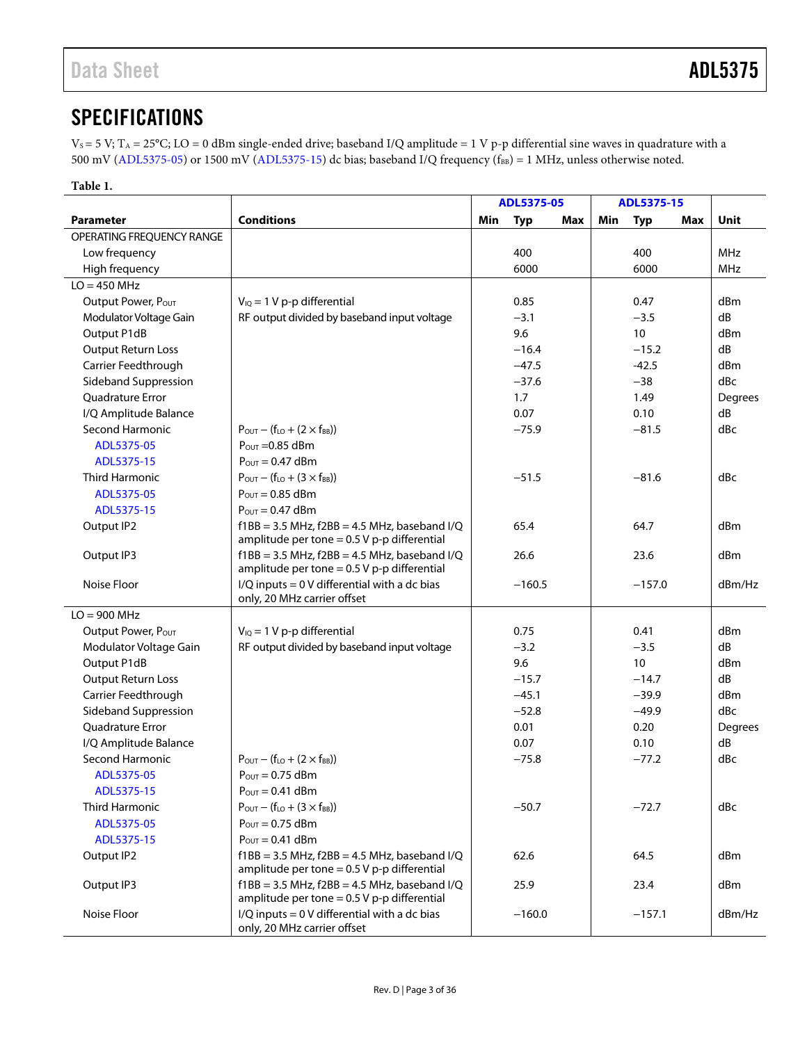## SPECIFICATIONS

$V_S$ = 5 V; $T_A$ = 25°C; LO = 0 dBm single-ended drive; baseband I/Q amplitude = 1 V p-p differential sine waves in quadrature with a 500 mV (ADL5375-05) or 1500 mV (ADL5375-15) dc bias; baseband I/Q frequency ($f_{BB}$) = 1 MHz, unless otherwise noted.

**Table 1.**

| Parameter | Conditions | ADL5375-05 Min | ADL5375-05 Typ | ADL5375-05 Max | ADL5375-15 Min | ADL5375-15 Typ | ADL5375-15 Max | Unit |
|---|---|---|---|---|---|---|---|---|
| OPERATING FREQUENCY RANGE | | | | | | | | |
| Low frequency | | | 400 | | | 400 | | MHz |
| High frequency | | | 6000 | | | 6000 | | MHz |
| LO = 450 MHz | | | | | | | | |
| Output Power, $P_{OUT}$ | $V_{IQ}$ = 1 V p-p differential | | 0.85 | | | 0.47 | | dBm |
| Modulator Voltage Gain | RF output divided by baseband input voltage | | −3.1 | | | −3.5 | | dB |
| Output P1dB | | | 9.6 | | | 10 | | dBm |
| Output Return Loss | | | −16.4 | | | −15.2 | | dB |
| Carrier Feedthrough | | | −47.5 | | | -42.5 | | dBm |
| Sideband Suppression | | | −37.6 | | | −38 | | dBc |
| Quadrature Error | | | 1.7 | | | 1.49 | | Degrees |
| I/Q Amplitude Balance | | | 0.07 | | | 0.10 | | dB |
| Second Harmonic | $P_{OUT}$ − ($f_{LO}$ + (2 × $f_{BB}$)) | | −75.9 | | | −81.5 | | dBc |
| ADL5375-05 | $P_{OUT}$ =0.85 dBm | | | | | | | |
| ADL5375-15 | $P_{OUT}$ = 0.47 dBm | | | | | | | |
| Third Harmonic | $P_{OUT}$ − ($f_{LO}$ + (3 × $f_{BB}$)) | | −51.5 | | | −81.6 | | dBc |
| ADL5375-05 | $P_{OUT}$ = 0.85 dBm | | | | | | | |
| ADL5375-15 | $P_{OUT}$ = 0.47 dBm | | | | | | | |
| Output IP2 | f1BB = 3.5 MHz, f2BB = 4.5 MHz, baseband I/Q amplitude per tone = 0.5 V p-p differential | | 65.4 | | | 64.7 | | dBm |
| Output IP3 | f1BB = 3.5 MHz, f2BB = 4.5 MHz, baseband I/Q amplitude per tone = 0.5 V p-p differential | | 26.6 | | | 23.6 | | dBm |
| Noise Floor | I/Q inputs = 0 V differential with a dc bias only, 20 MHz carrier offset | | −160.5 | | | −157.0 | | dBm/Hz |
| LO = 900 MHz | | | | | | | | |
| Output Power, $P_{OUT}$ | $V_{IQ}$ = 1 V p-p differential | | 0.75 | | | 0.41 | | dBm |
| Modulator Voltage Gain | RF output divided by baseband input voltage | | −3.2 | | | −3.5 | | dB |
| Output P1dB | | | 9.6 | | | 10 | | dBm |
| Output Return Loss | | | −15.7 | | | −14.7 | | dB |
| Carrier Feedthrough | | | −45.1 | | | −39.9 | | dBm |
| Sideband Suppression | | | −52.8 | | | −49.9 | | dBc |
| Quadrature Error | | | 0.01 | | | 0.20 | | Degrees |
| I/Q Amplitude Balance | | | 0.07 | | | 0.10 | | dB |
| Second Harmonic | $P_{OUT}$ − ($f_{LO}$ + (2 × $f_{BB}$)) | | −75.8 | | | −77.2 | | dBc |
| ADL5375-05 | $P_{OUT}$ = 0.75 dBm | | | | | | | |
| ADL5375-15 | $P_{OUT}$ = 0.41 dBm | | | | | | | |
| Third Harmonic | $P_{OUT}$ − ($f_{LO}$ + (3 × $f_{BB}$)) | | −50.7 | | | −72.7 | | dBc |
| ADL5375-05 | $P_{OUT}$ = 0.75 dBm | | | | | | | |
| ADL5375-15 | $P_{OUT}$ = 0.41 dBm | | | | | | | |
| Output IP2 | f1BB = 3.5 MHz, f2BB = 4.5 MHz, baseband I/Q amplitude per tone = 0.5 V p-p differential | | 62.6 | | | 64.5 | | dBm |
| Output IP3 | f1BB = 3.5 MHz, f2BB = 4.5 MHz, baseband I/Q amplitude per tone = 0.5 V p-p differential | | 25.9 | | | 23.4 | | dBm |
| Noise Floor | I/Q inputs = 0 V differential with a dc bias only, 20 MHz carrier offset | | −160.0 | | | −157.1 | | dBm/Hz |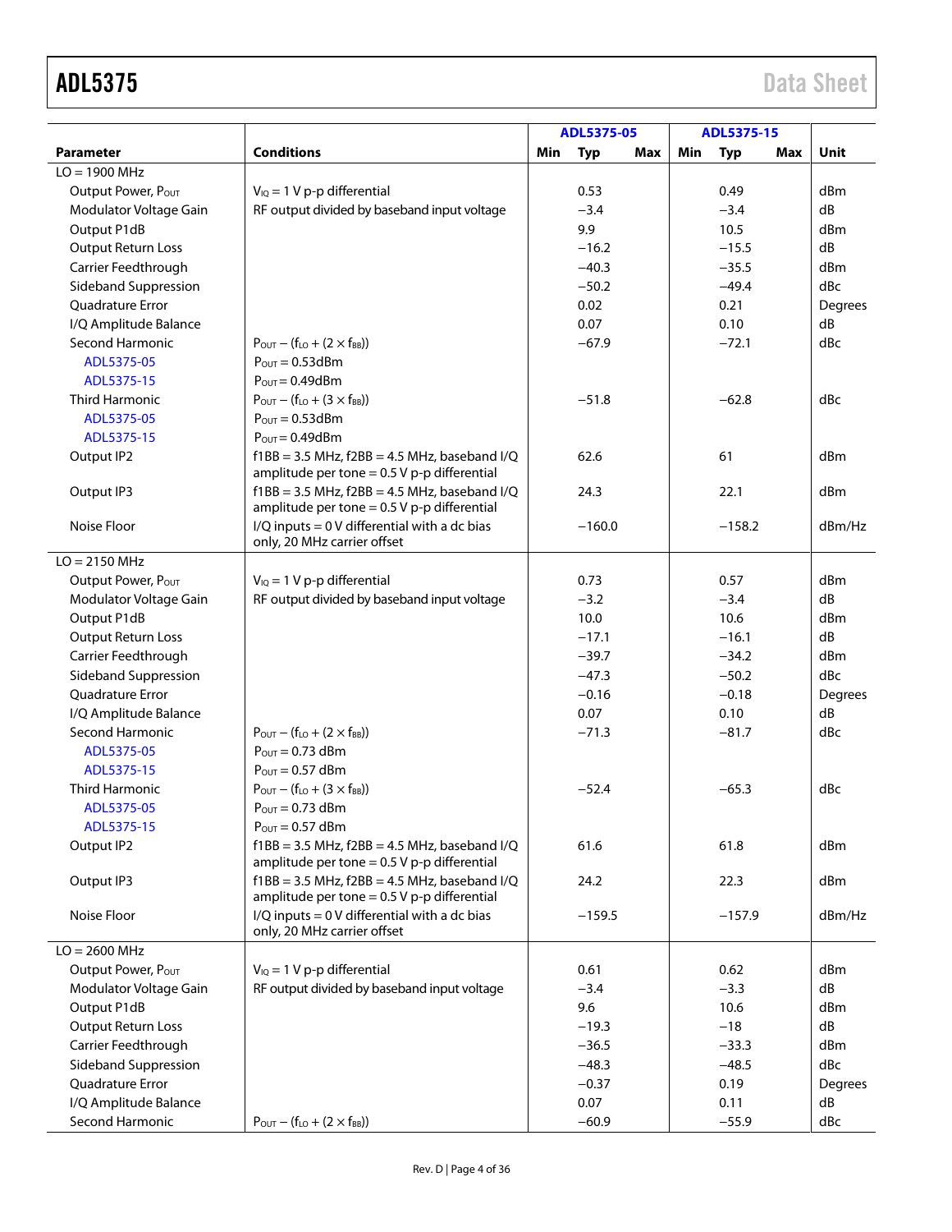| Parameter | Conditions | ADL5375-05 | | | ADL5375-15 | | | Unit |
|---|---|---|---|---|---|---|---|---|
| | | Min | Typ | Max | Min | Typ | Max | |
| LO = 1900 MHz | | | | | | | | |
| Output Power, $P_{OUT}$ | $V_{IQ}$ = 1 V p-p differential | | 0.53 | | | 0.49 | | dBm |
| Modulator Voltage Gain | RF output divided by baseband input voltage | | −3.4 | | | −3.4 | | dB |
| Output P1dB | | | 9.9 | | | 10.5 | | dBm |
| Output Return Loss | | | −16.2 | | | −15.5 | | dB |
| Carrier Feedthrough | | | −40.3 | | | −35.5 | | dBm |
| Sideband Suppression | | | −50.2 | | | −49.4 | | dBc |
| Quadrature Error | | | 0.02 | | | 0.21 | | Degrees |
| I/Q Amplitude Balance | | | 0.07 | | | 0.10 | | dB |
| Second Harmonic | $P_{OUT}$ − ($f_{LO}$ + (2 × $f_{BB}$)) | | −67.9 | | | −72.1 | | dBc |
| ADL5375-05 | $P_{OUT}$ = 0.53dBm | | | | | | | |
| ADL5375-15 | $P_{OUT}$ = 0.49dBm | | | | | | | |
| Third Harmonic | $P_{OUT}$ − ($f_{LO}$ + (3 × $f_{BB}$)) | | −51.8 | | | −62.8 | | dBc |
| ADL5375-05 | $P_{OUT}$ = 0.53dBm | | | | | | | |
| ADL5375-15 | $P_{OUT}$ = 0.49dBm | | | | | | | |
| Output IP2 | f1BB = 3.5 MHz, f2BB = 4.5 MHz, baseband I/Q amplitude per tone = 0.5 V p-p differential | | 62.6 | | | 61 | | dBm |
| Output IP3 | f1BB = 3.5 MHz, f2BB = 4.5 MHz, baseband I/Q amplitude per tone = 0.5 V p-p differential | | 24.3 | | | 22.1 | | dBm |
| Noise Floor | I/Q inputs = 0 V differential with a dc bias only, 20 MHz carrier offset | | −160.0 | | | −158.2 | | dBm/Hz |
| LO = 2150 MHz | | | | | | | | |
| Output Power, $P_{OUT}$ | $V_{IQ}$ = 1 V p-p differential | | 0.73 | | | 0.57 | | dBm |
| Modulator Voltage Gain | RF output divided by baseband input voltage | | −3.2 | | | −3.4 | | dB |
| Output P1dB | | | 10.0 | | | 10.6 | | dBm |
| Output Return Loss | | | −17.1 | | | −16.1 | | dB |
| Carrier Feedthrough | | | −39.7 | | | −34.2 | | dBm |
| Sideband Suppression | | | −47.3 | | | −50.2 | | dBc |
| Quadrature Error | | | −0.16 | | | −0.18 | | Degrees |
| I/Q Amplitude Balance | | | 0.07 | | | 0.10 | | dB |
| Second Harmonic | $P_{OUT}$ − ($f_{LO}$ + (2 × $f_{BB}$)) | | −71.3 | | | −81.7 | | dBc |
| ADL5375-05 | $P_{OUT}$ = 0.73 dBm | | | | | | | |
| ADL5375-15 | $P_{OUT}$ = 0.57 dBm | | | | | | | |
| Third Harmonic | $P_{OUT}$ − ($f_{LO}$ + (3 × $f_{BB}$)) | | −52.4 | | | −65.3 | | dBc |
| ADL5375-05 | $P_{OUT}$ = 0.73 dBm | | | | | | | |
| ADL5375-15 | $P_{OUT}$ = 0.57 dBm | | | | | | | |
| Output IP2 | f1BB = 3.5 MHz, f2BB = 4.5 MHz, baseband I/Q amplitude per tone = 0.5 V p-p differential | | 61.6 | | | 61.8 | | dBm |
| Output IP3 | f1BB = 3.5 MHz, f2BB = 4.5 MHz, baseband I/Q amplitude per tone = 0.5 V p-p differential | | 24.2 | | | 22.3 | | dBm |
| Noise Floor | I/Q inputs = 0 V differential with a dc bias only, 20 MHz carrier offset | | −159.5 | | | −157.9 | | dBm/Hz |
| LO = 2600 MHz | | | | | | | | |
| Output Power, $P_{OUT}$ | $V_{IQ}$ = 1 V p-p differential | | 0.61 | | | 0.62 | | dBm |
| Modulator Voltage Gain | RF output divided by baseband input voltage | | −3.4 | | | −3.3 | | dB |
| Output P1dB | | | 9.6 | | | 10.6 | | dBm |
| Output Return Loss | | | −19.3 | | | −18 | | dB |
| Carrier Feedthrough | | | −36.5 | | | −33.3 | | dBm |
| Sideband Suppression | | | −48.3 | | | −48.5 | | dBc |
| Quadrature Error | | | −0.37 | | | 0.19 | | Degrees |
| I/Q Amplitude Balance | | | 0.07 | | | 0.11 | | dB |
| Second Harmonic | $P_{OUT}$ − ($f_{LO}$ + (2 × $f_{BB}$)) | | −60.9 | | | −55.9 | | dBc |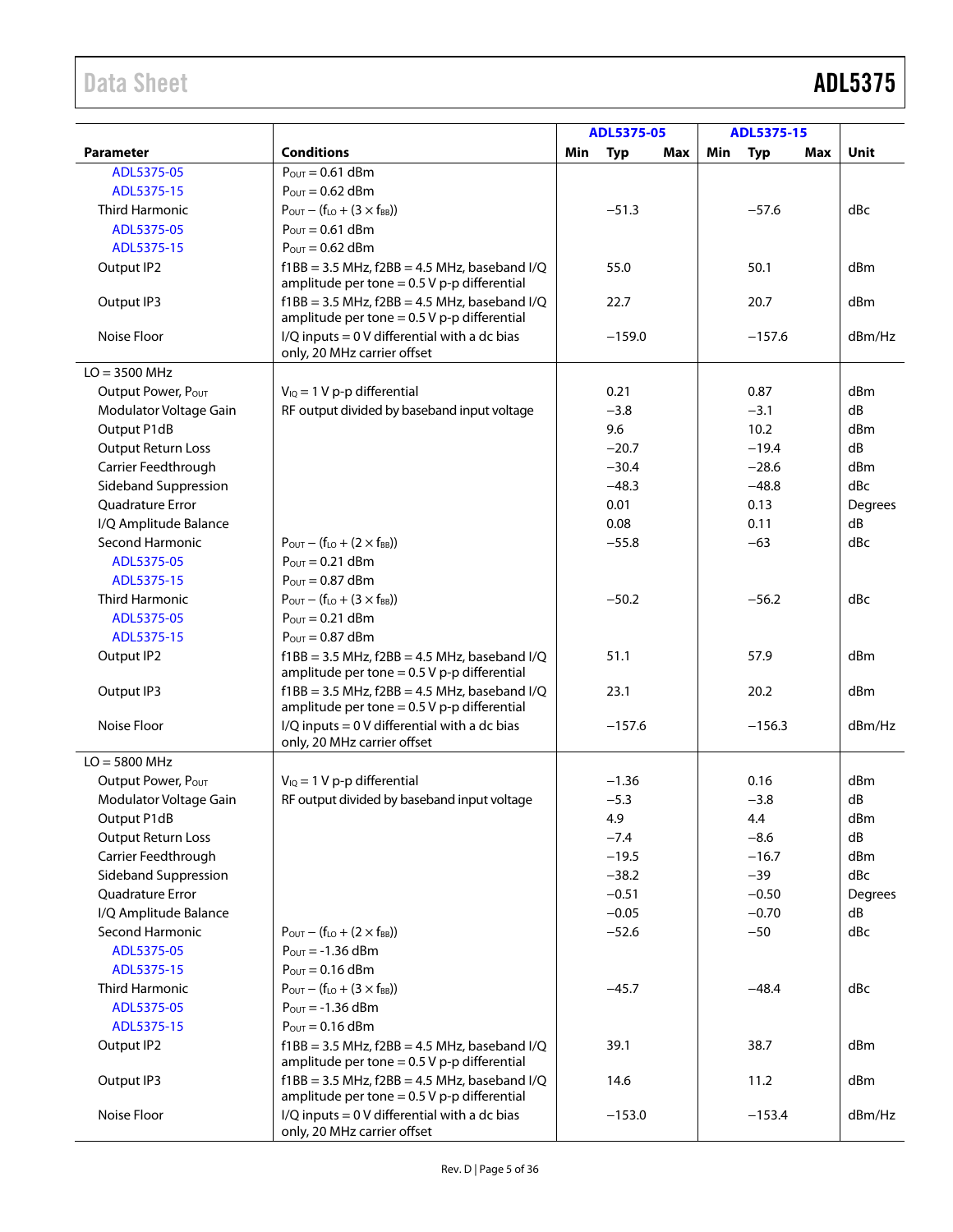| Parameter | Conditions | ADL5375-05 Min | ADL5375-05 Typ | ADL5375-05 Max | ADL5375-15 Min | ADL5375-15 Typ | ADL5375-15 Max | Unit |
|---|---|---|---|---|---|---|---|---|
| ADL5375-05 | $P_{OUT}$ = 0.61 dBm | | | | | | | |
| ADL5375-15 | $P_{OUT}$ = 0.62 dBm | | | | | | | |
| Third Harmonic | $P_{OUT} - (f_{LO} + (3 \times f_{BB}))$ | | −51.3 | | | −57.6 | | dBc |
| ADL5375-05 | $P_{OUT}$ = 0.61 dBm | | | | | | | |
| ADL5375-15 | $P_{OUT}$ = 0.62 dBm | | | | | | | |
| Output IP2 | f1BB = 3.5 MHz, f2BB = 4.5 MHz, baseband I/Q amplitude per tone = 0.5 V p-p differential | | 55.0 | | | 50.1 | | dBm |
| Output IP3 | f1BB = 3.5 MHz, f2BB = 4.5 MHz, baseband I/Q amplitude per tone = 0.5 V p-p differential | | 22.7 | | | 20.7 | | dBm |
| Noise Floor | I/Q inputs = 0 V differential with a dc bias only, 20 MHz carrier offset | | −159.0 | | | −157.6 | | dBm/Hz |
| LO = 3500 MHz | | | | | | | | |
| Output Power, $P_{OUT}$ | $V_{IQ}$ = 1 V p-p differential | | 0.21 | | | 0.87 | | dBm |
| Modulator Voltage Gain | RF output divided by baseband input voltage | | −3.8 | | | −3.1 | | dB |
| Output P1dB | | | 9.6 | | | 10.2 | | dBm |
| Output Return Loss | | | −20.7 | | | −19.4 | | dB |
| Carrier Feedthrough | | | −30.4 | | | −28.6 | | dBm |
| Sideband Suppression | | | −48.3 | | | −48.8 | | dBc |
| Quadrature Error | | | 0.01 | | | 0.13 | | Degrees |
| I/Q Amplitude Balance | | | 0.08 | | | 0.11 | | dB |
| Second Harmonic | $P_{OUT} - (f_{LO} + (2 \times f_{BB}))$ | | −55.8 | | | −63 | | dBc |
| ADL5375-05 | $P_{OUT}$ = 0.21 dBm | | | | | | | |
| ADL5375-15 | $P_{OUT}$ = 0.87 dBm | | | | | | | |
| Third Harmonic | $P_{OUT} - (f_{LO} + (3 \times f_{BB}))$ | | −50.2 | | | −56.2 | | dBc |
| ADL5375-05 | $P_{OUT}$ = 0.21 dBm | | | | | | | |
| ADL5375-15 | $P_{OUT}$ = 0.87 dBm | | | | | | | |
| Output IP2 | f1BB = 3.5 MHz, f2BB = 4.5 MHz, baseband I/Q amplitude per tone = 0.5 V p-p differential | | 51.1 | | | 57.9 | | dBm |
| Output IP3 | f1BB = 3.5 MHz, f2BB = 4.5 MHz, baseband I/Q amplitude per tone = 0.5 V p-p differential | | 23.1 | | | 20.2 | | dBm |
| Noise Floor | I/Q inputs = 0 V differential with a dc bias only, 20 MHz carrier offset | | −157.6 | | | −156.3 | | dBm/Hz |
| LO = 5800 MHz | | | | | | | | |
| Output Power, $P_{OUT}$ | $V_{IQ}$ = 1 V p-p differential | | −1.36 | | | 0.16 | | dBm |
| Modulator Voltage Gain | RF output divided by baseband input voltage | | −5.3 | | | −3.8 | | dB |
| Output P1dB | | | 4.9 | | | 4.4 | | dBm |
| Output Return Loss | | | −7.4 | | | −8.6 | | dB |
| Carrier Feedthrough | | | −19.5 | | | −16.7 | | dBm |
| Sideband Suppression | | | −38.2 | | | −39 | | dBc |
| Quadrature Error | | | −0.51 | | | −0.50 | | Degrees |
| I/Q Amplitude Balance | | | −0.05 | | | −0.70 | | dB |
| Second Harmonic | $P_{OUT} - (f_{LO} + (2 \times f_{BB}))$ | | −52.6 | | | −50 | | dBc |
| ADL5375-05 | $P_{OUT}$ = -1.36 dBm | | | | | | | |
| ADL5375-15 | $P_{OUT}$ = 0.16 dBm | | | | | | | |
| Third Harmonic | $P_{OUT} - (f_{LO} + (3 \times f_{BB}))$ | | −45.7 | | | −48.4 | | dBc |
| ADL5375-05 | $P_{OUT}$ = -1.36 dBm | | | | | | | |
| ADL5375-15 | $P_{OUT}$ = 0.16 dBm | | | | | | | |
| Output IP2 | f1BB = 3.5 MHz, f2BB = 4.5 MHz, baseband I/Q amplitude per tone = 0.5 V p-p differential | | 39.1 | | | 38.7 | | dBm |
| Output IP3 | f1BB = 3.5 MHz, f2BB = 4.5 MHz, baseband I/Q amplitude per tone = 0.5 V p-p differential | | 14.6 | | | 11.2 | | dBm |
| Noise Floor | I/Q inputs = 0 V differential with a dc bias only, 20 MHz carrier offset | | −153.0 | | | −153.4 | | dBm/Hz |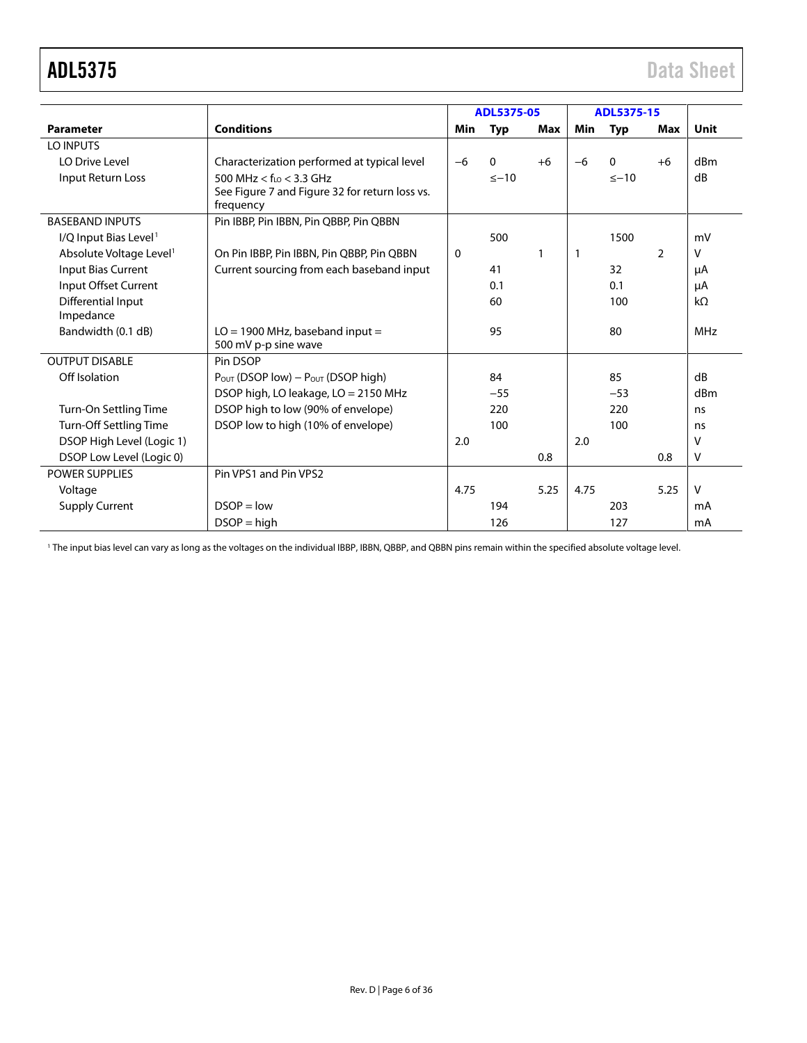| Parameter | Conditions | ADL5375-05 | | | ADL5375-15 | | | Unit |
|---|---|---|---|---|---|---|---|---|
| | | Min | Typ | Max | Min | Typ | Max | |
| LO INPUTS | | | | | | | | |
| LO Drive Level | Characterization performed at typical level | −6 | 0 | +6 | −6 | 0 | +6 | dBm |
| Input Return Loss | 500 MHz < $f_{LO}$ < 3.3 GHz<br>See Figure 7 and Figure 32 for return loss vs. frequency | | ≤−10 | | | ≤−10 | | dB |
| BASEBAND INPUTS | Pin IBBP, Pin IBBN, Pin QBBP, Pin QBBN | | | | | | | |
| I/Q Input Bias Level[1] | | | 500 | | | 1500 | | mV |
| Absolute Voltage Level[1] | On Pin IBBP, Pin IBBN, Pin QBBP, Pin QBBN | 0 | | 1 | 1 | | 2 | V |
| Input Bias Current | Current sourcing from each baseband input | | 41 | | | 32 | | μA |
| Input Offset Current | | | 0.1 | | | 0.1 | | μA |
| Differential Input Impedance | | | 60 | | | 100 | | kΩ |
| Bandwidth (0.1 dB) | LO = 1900 MHz, baseband input = 500 mV p-p sine wave | | 95 | | | 80 | | MHz |
| OUTPUT DISABLE | Pin DSOP | | | | | | | |
| Off Isolation | $P_{OUT}$ (DSOP low) − $P_{OUT}$ (DSOP high) | | 84 | | | 85 | | dB |
| | DSOP high, LO leakage, LO = 2150 MHz | | −55 | | | −53 | | dBm |
| Turn-On Settling Time | DSOP high to low (90% of envelope) | | 220 | | | 220 | | ns |
| Turn-Off Settling Time | DSOP low to high (10% of envelope) | | 100 | | | 100 | | ns |
| DSOP High Level (Logic 1) | | 2.0 | | | 2.0 | | | V |
| DSOP Low Level (Logic 0) | | | | 0.8 | | | 0.8 | V |
| POWER SUPPLIES | Pin VPS1 and Pin VPS2 | | | | | | | |
| Voltage | | 4.75 | | 5.25 | 4.75 | | 5.25 | V |
| Supply Current | DSOP = low | | 194 | | | 203 | | mA |
| | DSOP = high | | 126 | | | 127 | | mA |

[1] The input bias level can vary as long as the voltages on the individual IBBP, IBBN, QBBP, and QBBN pins remain within the specified absolute voltage level.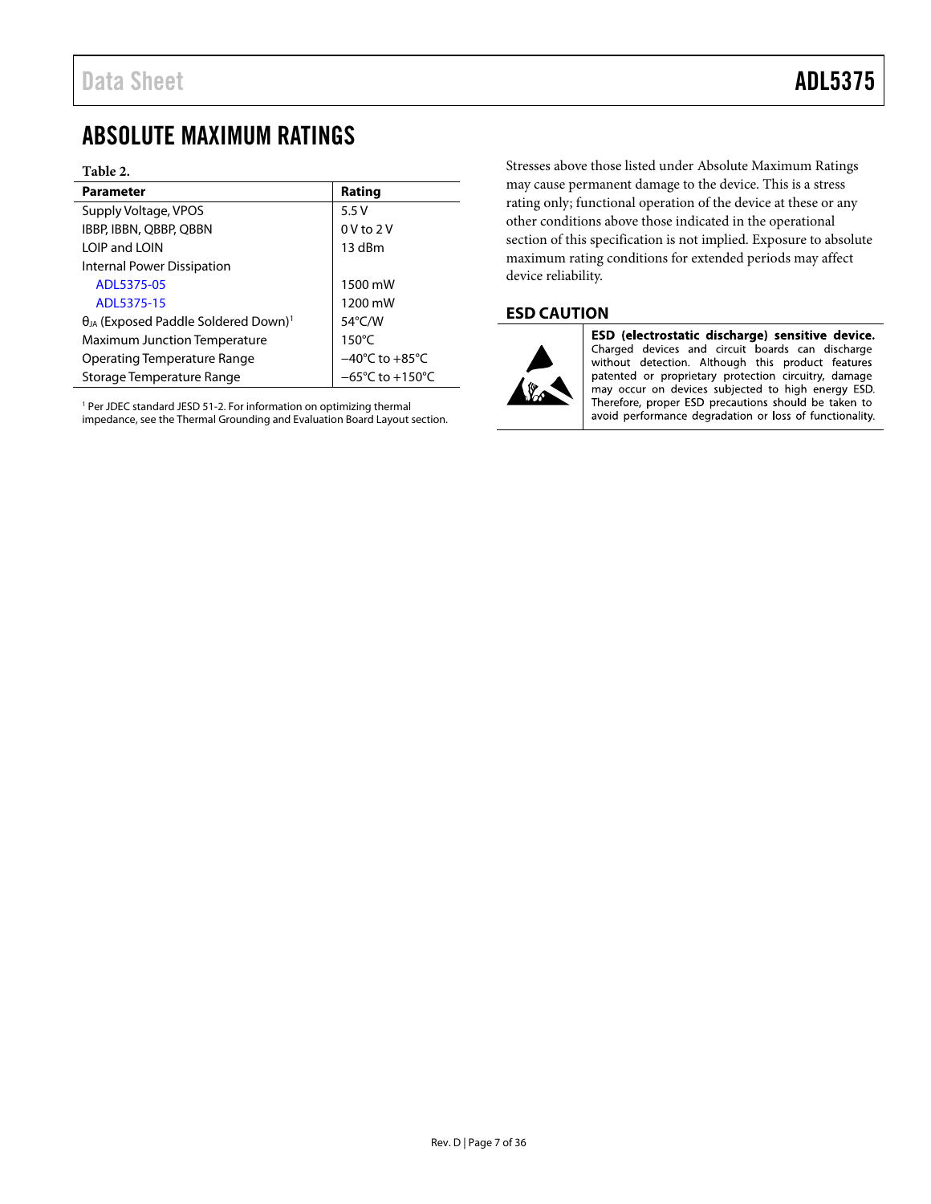# ABSOLUTE MAXIMUM RATINGS

**Table 2.**

| Parameter | Rating |
|---|---|
| Supply Voltage, VPOS | 5.5 V |
| IBBP, IBBN, QBBP, QBBN | 0 V to 2 V |
| LOIP and LOIN | 13 dBm |
| Internal Power Dissipation | |
| ADL5375-05 | 1500 mW |
| ADL5375-15 | 1200 mW |
| $\theta_{JA}$ (Exposed Paddle Soldered Down)[1] | 54°C/W |
| Maximum Junction Temperature | 150°C |
| Operating Temperature Range | −40°C to +85°C |
| Storage Temperature Range | −65°C to +150°C |

[1] Per JDEC standard JESD 51-2. For information on optimizing thermal impedance, see the Thermal Grounding and Evaluation Board Layout section.

Stresses above those listed under Absolute Maximum Ratings may cause permanent damage to the device. This is a stress rating only; functional operation of the device at these or any other conditions above those indicated in the operational section of this specification is not implied. Exposure to absolute maximum rating conditions for extended periods may affect device reliability.

## ESD CAUTION

**ESD (electrostatic discharge) sensitive device.** Charged devices and circuit boards can discharge without detection. Although this product features patented or proprietary protection circuitry, damage may occur on devices subjected to high energy ESD. Therefore, proper ESD precautions should be taken to avoid performance degradation or loss of functionality.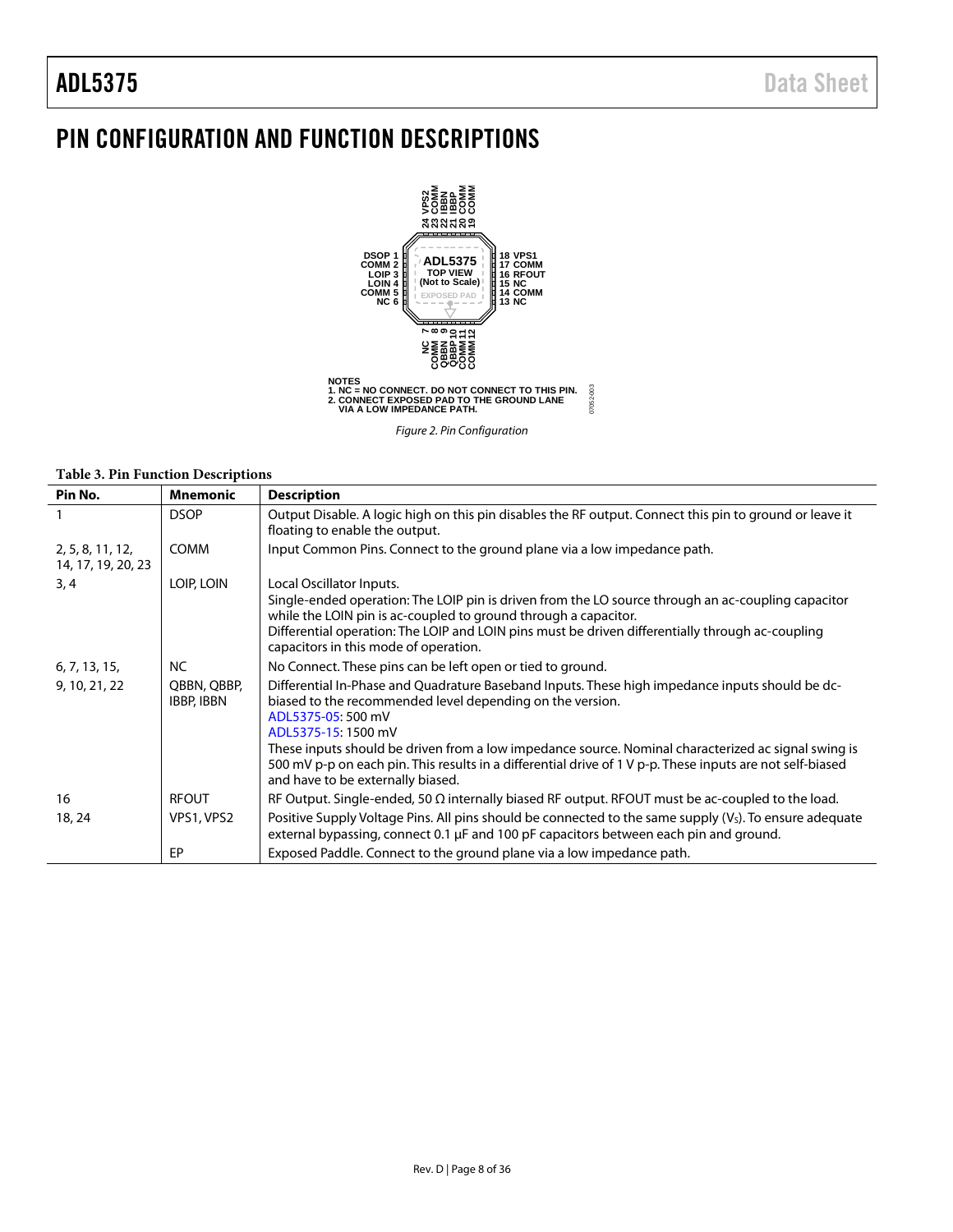# PIN CONFIGURATION AND FUNCTION DESCRIPTIONS

NOTES
1. NC = NO CONNECT. DO NOT CONNECT TO THIS PIN.
2. CONNECT EXPOSED PAD TO THE GROUND LANE VIA A LOW IMPEDANCE PATH.

*Figure 2. Pin Configuration*

**Table 3. Pin Function Descriptions**

| Pin No. | Mnemonic | Description |
|---|---|---|
| 1 | DSOP | Output Disable. A logic high on this pin disables the RF output. Connect this pin to ground or leave it floating to enable the output. |
| 2, 5, 8, 11, 12, 14, 17, 19, 20, 23 | COMM | Input Common Pins. Connect to the ground plane via a low impedance path. |
| 3, 4 | LOIP, LOIN | Local Oscillator Inputs. Single-ended operation: The LOIP pin is driven from the LO source through an ac-coupling capacitor while the LOIN pin is ac-coupled to ground through a capacitor. Differential operation: The LOIP and LOIN pins must be driven differentially through ac-coupling capacitors in this mode of operation. |
| 6, 7, 13, 15, | NC | No Connect. These pins can be left open or tied to ground. |
| 9, 10, 21, 22 | QBBN, QBBP, IBBP, IBBN | Differential In-Phase and Quadrature Baseband Inputs. These high impedance inputs should be dc-biased to the recommended level depending on the version. ADL5375-05: 500 mV ADL5375-15: 1500 mV These inputs should be driven from a low impedance source. Nominal characterized ac signal swing is 500 mV p-p on each pin. This results in a differential drive of 1 V p-p. These inputs are not self-biased and have to be externally biased. |
| 16 | RFOUT | RF Output. Single-ended, 50 Ω internally biased RF output. RFOUT must be ac-coupled to the load. |
| 18, 24 | VPS1, VPS2 | Positive Supply Voltage Pins. All pins should be connected to the same supply ($V_S$). To ensure adequate external bypassing, connect 0.1 µF and 100 pF capacitors between each pin and ground. |
| | EP | Exposed Paddle. Connect to the ground plane via a low impedance path. |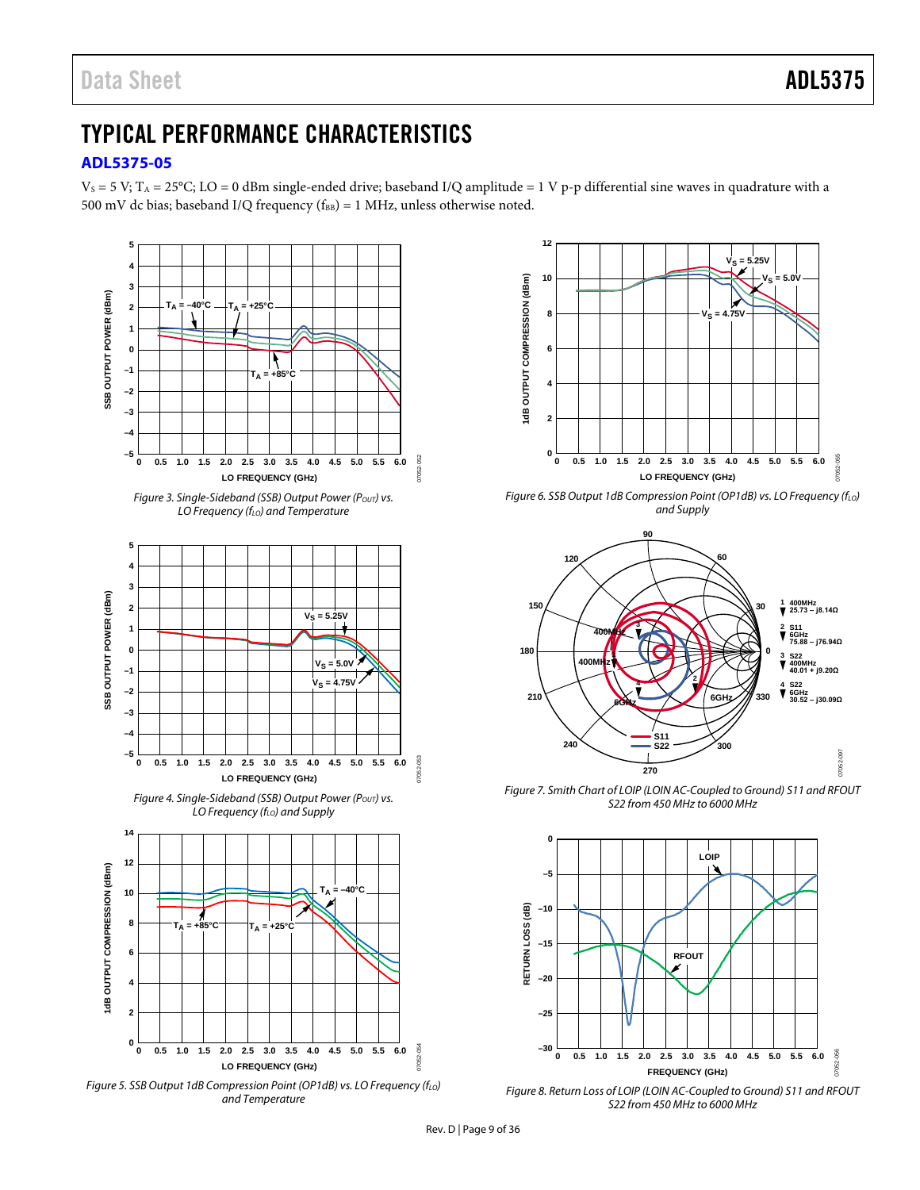# TYPICAL PERFORMANCE CHARACTERISTICS

## ADL5375-05

$V_S$ = 5 V; $T_A$ = 25°C; LO = 0 dBm single-ended drive; baseband I/Q amplitude = 1 V p-p differential sine waves in quadrature with a 500 mV dc bias; baseband I/Q frequency ($f_{BB}$) = 1 MHz, unless otherwise noted.

*Figure 3. Single-Sideband (SSB) Output Power ($P_{OUT}$) vs. LO Frequency ($f_{LO}$) and Temperature*

*Figure 4. Single-Sideband (SSB) Output Power ($P_{OUT}$) vs. LO Frequency ($f_{LO}$) and Supply*

*Figure 5. SSB Output 1dB Compression Point (OP1dB) vs. LO Frequency ($f_{LO}$) and Temperature*

*Figure 6. SSB Output 1dB Compression Point (OP1dB) vs. LO Frequency ($f_{LO}$) and Supply*

*Figure 7. Smith Chart of LOIP (LOIN AC-Coupled to Ground) S11 and RFOUT S22 from 450 MHz to 6000 MHz*

*Figure 8. Return Loss of LOIP (LOIN AC-Coupled to Ground) S11 and RFOUT S22 from 450 MHz to 6000 MHz*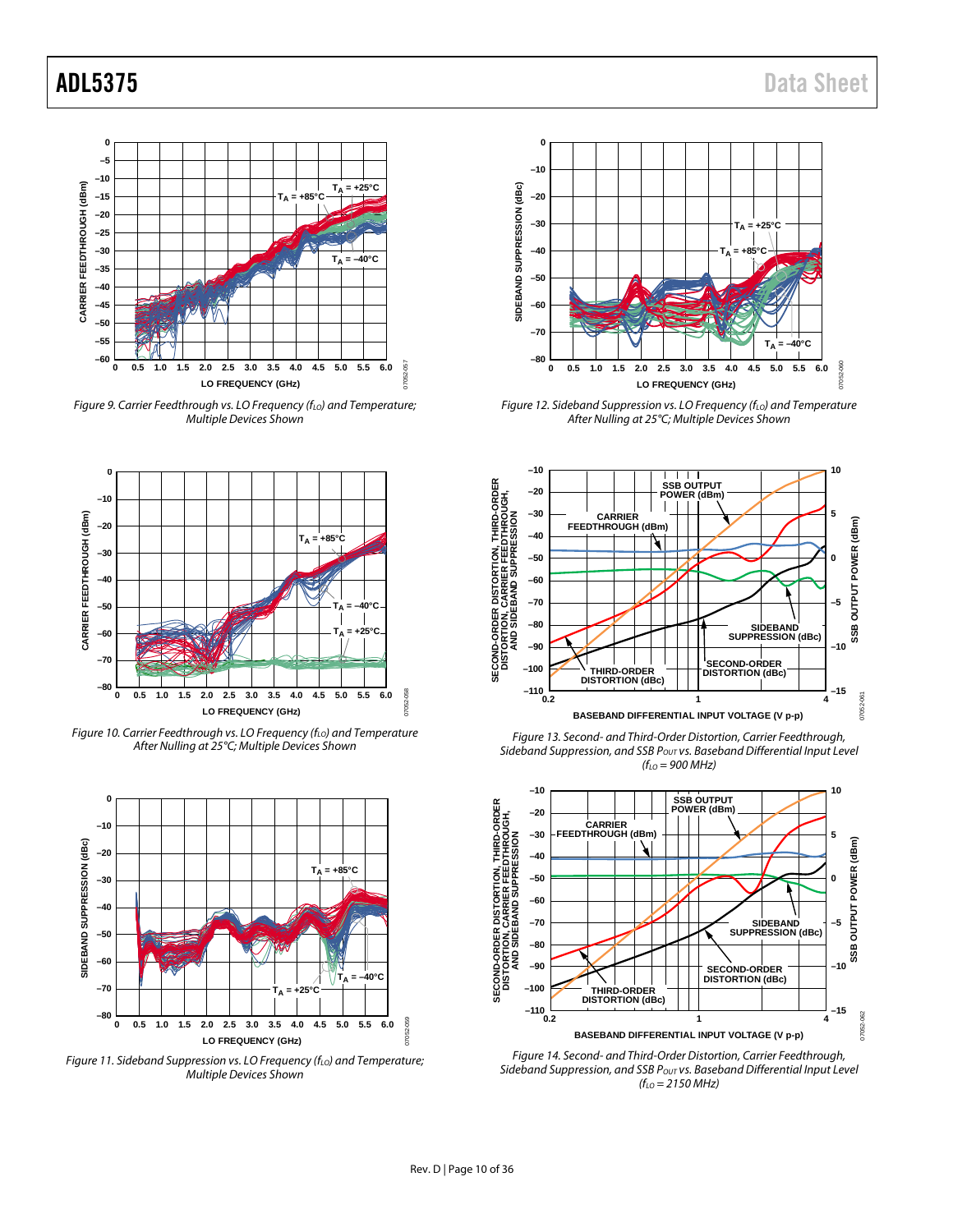Figure 9. Carrier Feedthrough vs. LO Frequency ($f_{LO}$) and Temperature; Multiple Devices Shown

Figure 10. Carrier Feedthrough vs. LO Frequency ($f_{LO}$) and Temperature After Nulling at 25°C; Multiple Devices Shown

Figure 11. Sideband Suppression vs. LO Frequency ($f_{LO}$) and Temperature; Multiple Devices Shown

Figure 12. Sideband Suppression vs. LO Frequency ($f_{LO}$) and Temperature After Nulling at 25°C; Multiple Devices Shown

Figure 13. Second- and Third-Order Distortion, Carrier Feedthrough, Sideband Suppression, and SSB $P_{OUT}$ vs. Baseband Differential Input Level ($f_{LO}$ = 900 MHz)

Figure 14. Second- and Third-Order Distortion, Carrier Feedthrough, Sideband Suppression, and SSB $P_{OUT}$ vs. Baseband Differential Input Level ($f_{LO}$ = 2150 MHz)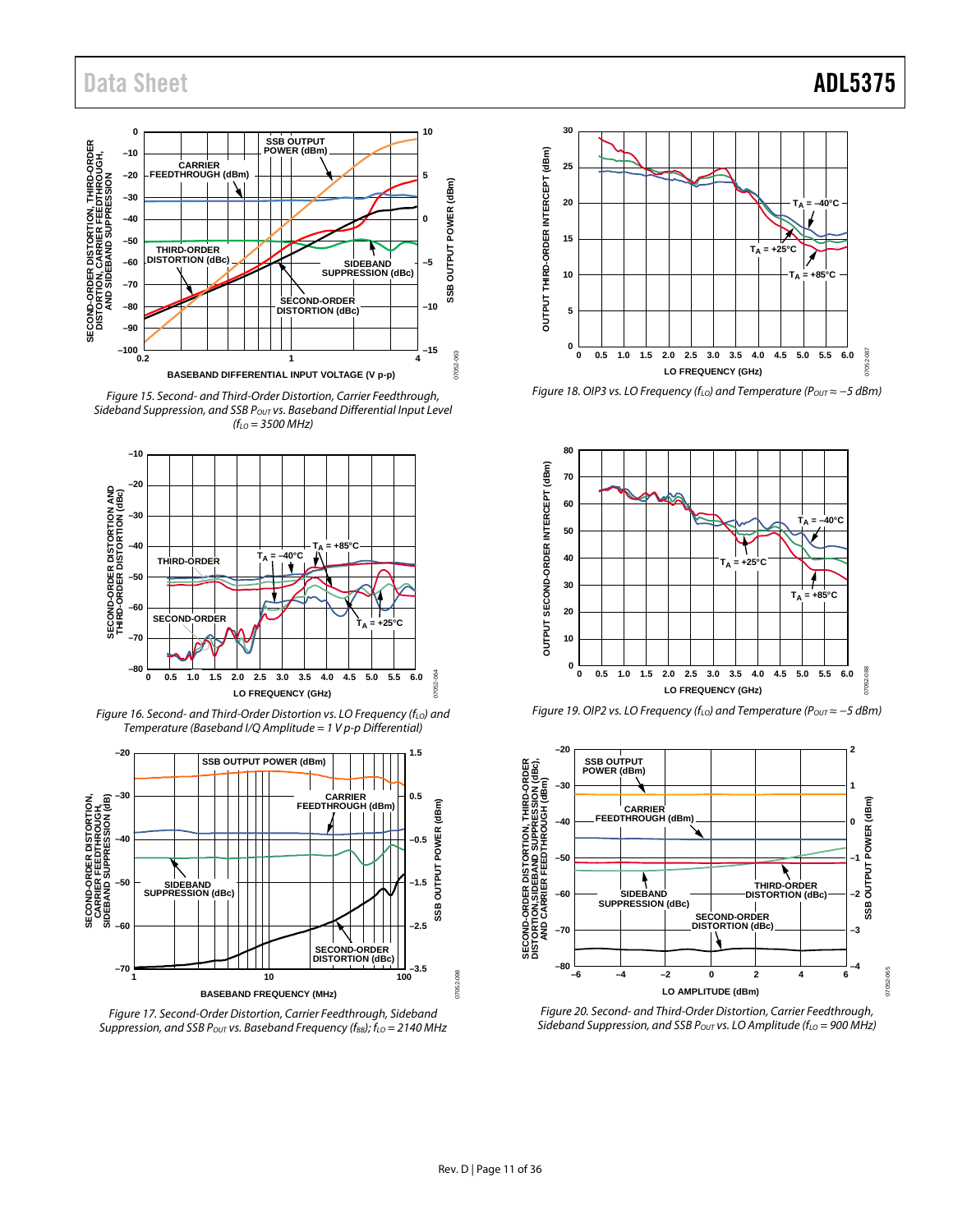Figure 15. Second- and Third-Order Distortion, Carrier Feedthrough, Sideband Suppression, and SSB $P_{OUT}$ vs. Baseband Differential Input Level ($f_{LO}$ = 3500 MHz)

Figure 16. Second- and Third-Order Distortion vs. LO Frequency ($f_{LO}$) and Temperature (Baseband I/Q Amplitude = 1 V p-p Differential)

Figure 17. Second-Order Distortion, Carrier Feedthrough, Sideband Suppression, and SSB $P_{OUT}$ vs. Baseband Frequency ($f_{BB}$); $f_{LO}$ = 2140 MHz

Figure 18. OIP3 vs. LO Frequency ($f_{LO}$) and Temperature ($P_{OUT} \approx -5$ dBm)

Figure 19. OIP2 vs. LO Frequency ($f_{LO}$) and Temperature ($P_{OUT} \approx -5$ dBm)

Figure 20. Second- and Third-Order Distortion, Carrier Feedthrough, Sideband Suppression, and SSB $P_{OUT}$ vs. LO Amplitude ($f_{LO}$ = 900 MHz)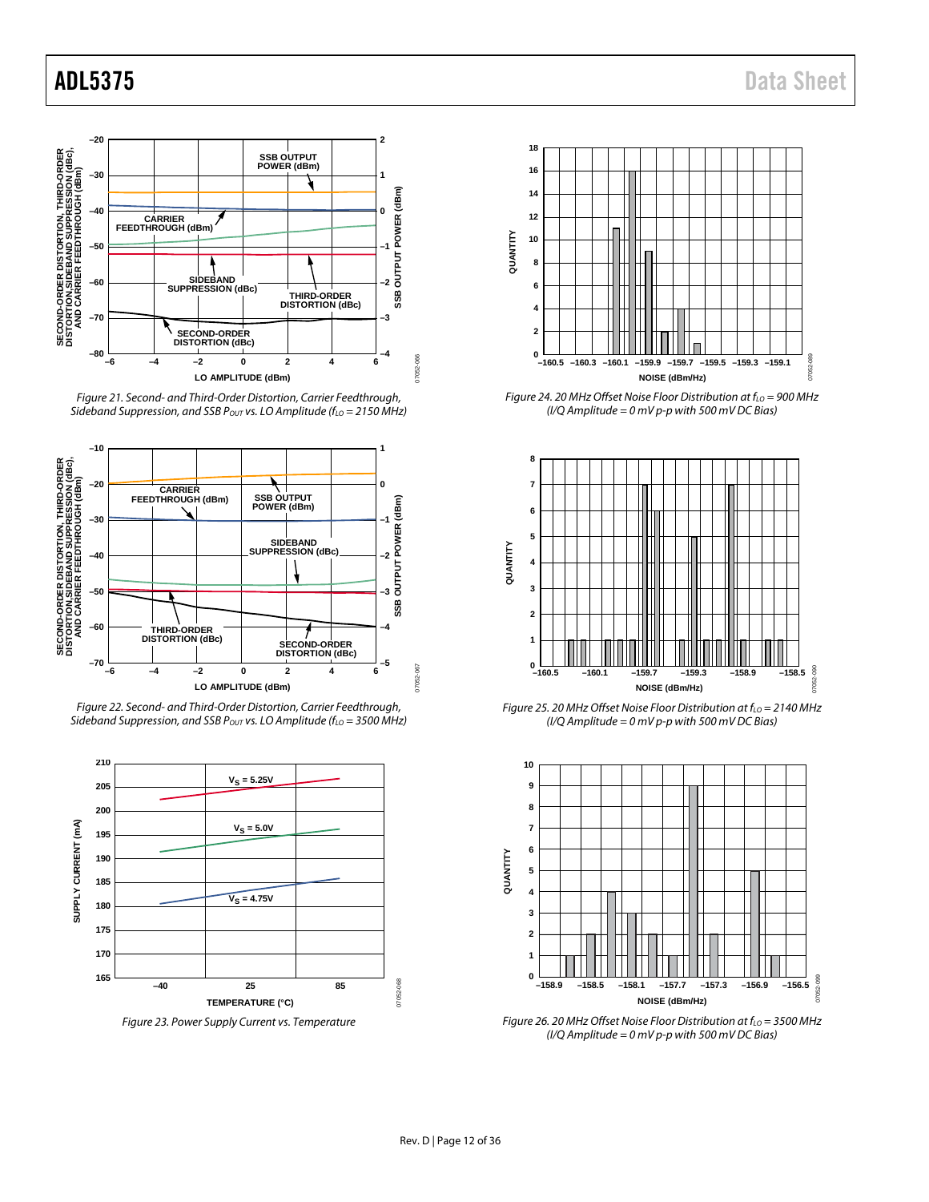Figure 21. Second- and Third-Order Distortion, Carrier Feedthrough, Sideband Suppression, and SSB $P_{OUT}$ vs. LO Amplitude ($f_{LO}$ = 2150 MHz)

Figure 22. Second- and Third-Order Distortion, Carrier Feedthrough, Sideband Suppression, and SSB $P_{OUT}$ vs. LO Amplitude ($f_{LO}$ = 3500 MHz)

Figure 23. Power Supply Current vs. Temperature

Figure 24. 20 MHz Offset Noise Floor Distribution at $f_{LO}$ = 900 MHz (I/Q Amplitude = 0 mV p-p with 500 mV DC Bias)

Figure 25. 20 MHz Offset Noise Floor Distribution at $f_{LO}$ = 2140 MHz (I/Q Amplitude = 0 mV p-p with 500 mV DC Bias)

Figure 26. 20 MHz Offset Noise Floor Distribution at $f_{LO}$ = 3500 MHz (I/Q Amplitude = 0 mV p-p with 500 mV DC Bias)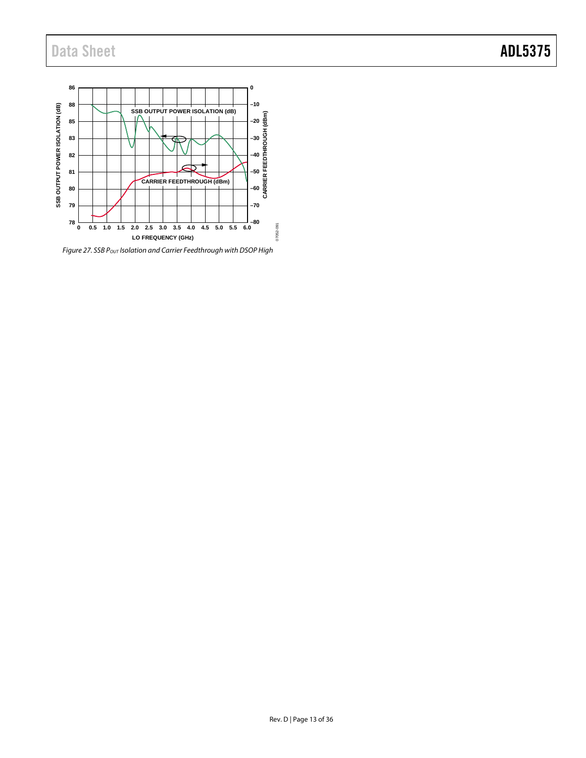Figure 27. SSB $P_{OUT}$ Isolation and Carrier Feedthrough with DSOP High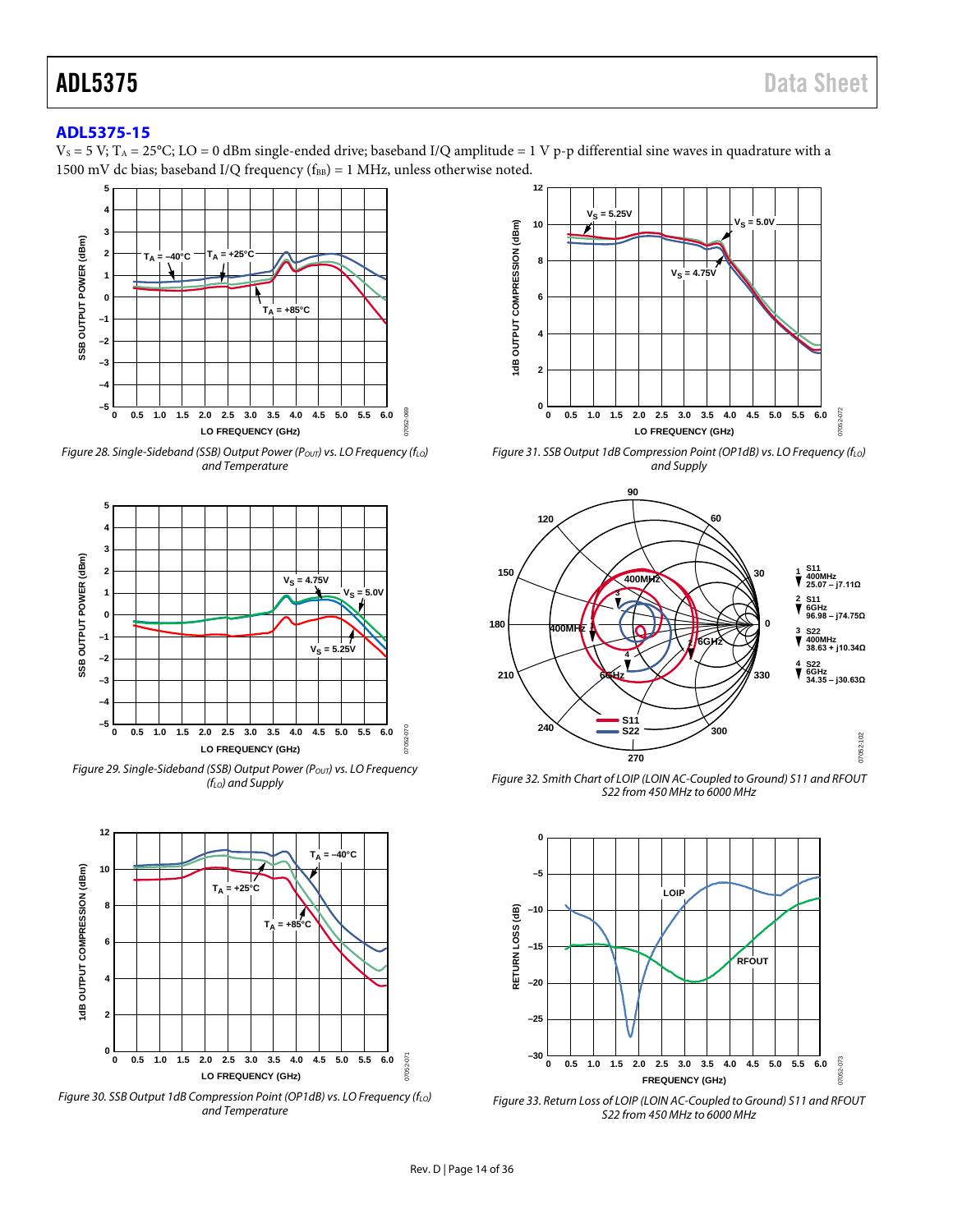## ADL5375-15

$V_S$ = 5 V; $T_A$ = 25°C; LO = 0 dBm single-ended drive; baseband I/Q amplitude = 1 V p-p differential sine waves in quadrature with a 1500 mV dc bias; baseband I/Q frequency ($f_{BB}$) = 1 MHz, unless otherwise noted.

*Figure 28. Single-Sideband (SSB) Output Power ($P_{OUT}$) vs. LO Frequency ($f_{LO}$) and Temperature*

*Figure 29. Single-Sideband (SSB) Output Power ($P_{OUT}$) vs. LO Frequency ($f_{LO}$) and Supply*

*Figure 30. SSB Output 1dB Compression Point (OP1dB) vs. LO Frequency ($f_{LO}$) and Temperature*

*Figure 31. SSB Output 1dB Compression Point (OP1dB) vs. LO Frequency ($f_{LO}$) and Supply*

*Figure 32. Smith Chart of LOIP (LOIN AC-Coupled to Ground) S11 and RFOUT S22 from 450 MHz to 6000 MHz*

*Figure 33. Return Loss of LOIP (LOIN AC-Coupled to Ground) S11 and RFOUT S22 from 450 MHz to 6000 MHz*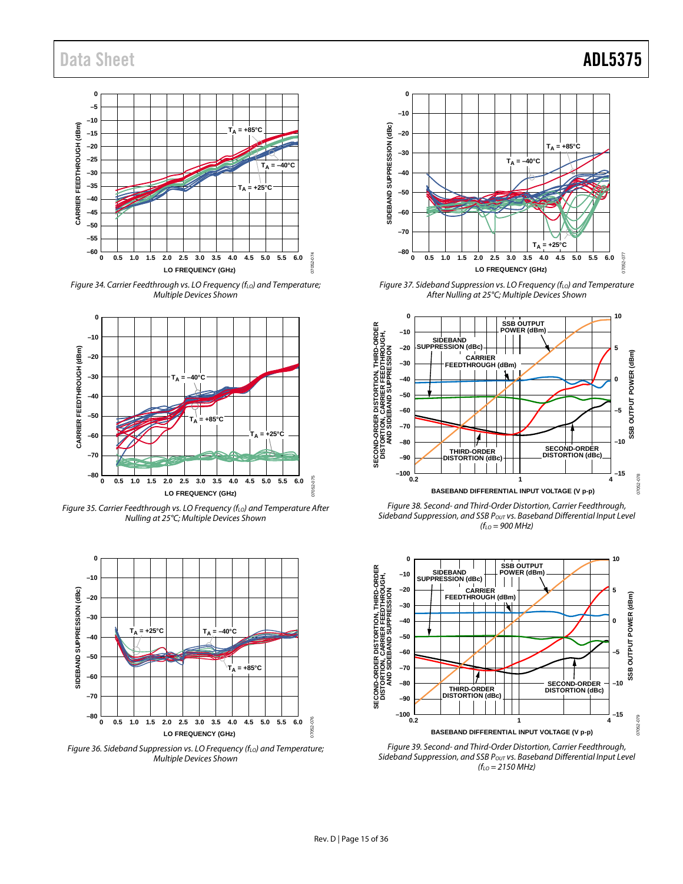Figure 34. Carrier Feedthrough vs. LO Frequency ($f_{LO}$) and Temperature; Multiple Devices Shown

Figure 35. Carrier Feedthrough vs. LO Frequency ($f_{LO}$) and Temperature After Nulling at 25°C; Multiple Devices Shown

Figure 36. Sideband Suppression vs. LO Frequency ($f_{LO}$) and Temperature; Multiple Devices Shown

Figure 37. Sideband Suppression vs. LO Frequency ($f_{LO}$) and Temperature After Nulling at 25°C; Multiple Devices Shown

Figure 38. Second- and Third-Order Distortion, Carrier Feedthrough, Sideband Suppression, and SSB $P_{OUT}$ vs. Baseband Differential Input Level ($f_{LO}$ = 900 MHz)

Figure 39. Second- and Third-Order Distortion, Carrier Feedthrough, Sideband Suppression, and SSB $P_{OUT}$ vs. Baseband Differential Input Level ($f_{LO}$ = 2150 MHz)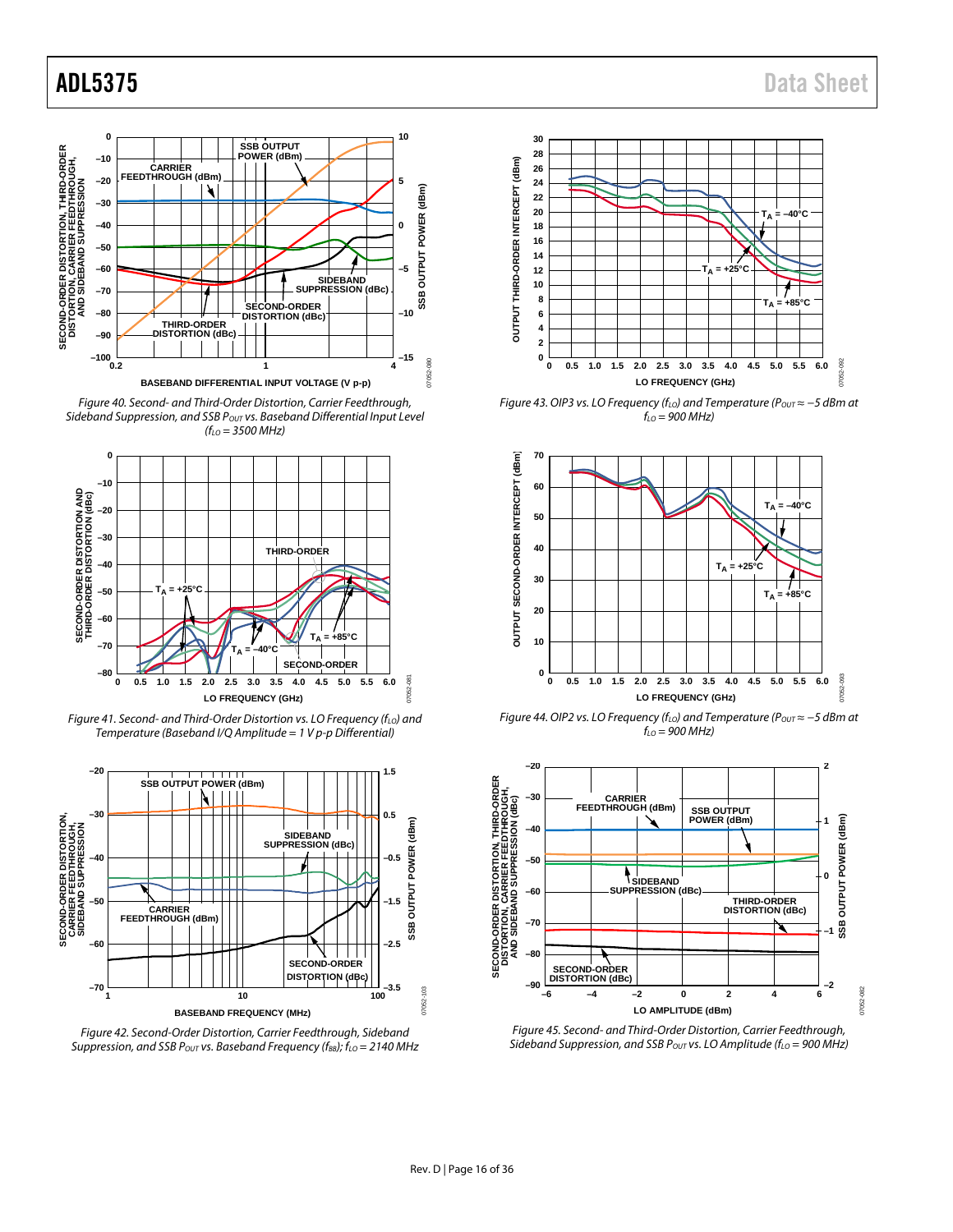Figure 40. Second- and Third-Order Distortion, Carrier Feedthrough, Sideband Suppression, and SSB $P_{OUT}$ vs. Baseband Differential Input Level ($f_{LO}$ = 3500 MHz)

Figure 41. Second- and Third-Order Distortion vs. LO Frequency ($f_{LO}$) and Temperature (Baseband I/Q Amplitude = 1 V p-p Differential)

Figure 42. Second-Order Distortion, Carrier Feedthrough, Sideband Suppression, and SSB $P_{OUT}$ vs. Baseband Frequency ($f_{BB}$); $f_{LO}$ = 2140 MHz

Figure 43. OIP3 vs. LO Frequency ($f_{LO}$) and Temperature ($P_{OUT}$ ≈ −5 dBm at $f_{LO}$ = 900 MHz)

Figure 44. OIP2 vs. LO Frequency ($f_{LO}$) and Temperature ($P_{OUT}$ ≈ −5 dBm at $f_{LO}$ = 900 MHz)

Figure 45. Second- and Third-Order Distortion, Carrier Feedthrough, Sideband Suppression, and SSB $P_{OUT}$ vs. LO Amplitude ($f_{LO}$ = 900 MHz)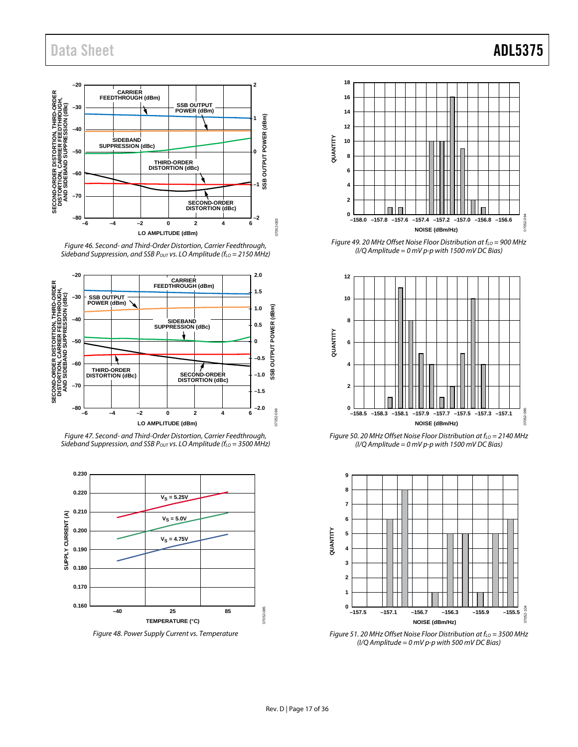Figure 46. Second- and Third-Order Distortion, Carrier Feedthrough, Sideband Suppression, and SSB $P_{OUT}$ vs. LO Amplitude ($f_{LO}$ = 2150 MHz)

Figure 47. Second- and Third-Order Distortion, Carrier Feedthrough, Sideband Suppression, and SSB $P_{OUT}$ vs. LO Amplitude ($f_{LO}$ = 3500 MHz)

Figure 48. Power Supply Current vs. Temperature

Figure 49. 20 MHz Offset Noise Floor Distribution at $f_{LO}$ = 900 MHz (I/Q Amplitude = 0 mV p-p with 1500 mV DC Bias)

Figure 50. 20 MHz Offset Noise Floor Distribution at $f_{LO}$ = 2140 MHz (I/Q Amplitude = 0 mV p-p with 1500 mV DC Bias)

Figure 51. 20 MHz Offset Noise Floor Distribution at $f_{LO}$ = 3500 MHz (I/Q Amplitude = 0 mV p-p with 500 mV DC Bias)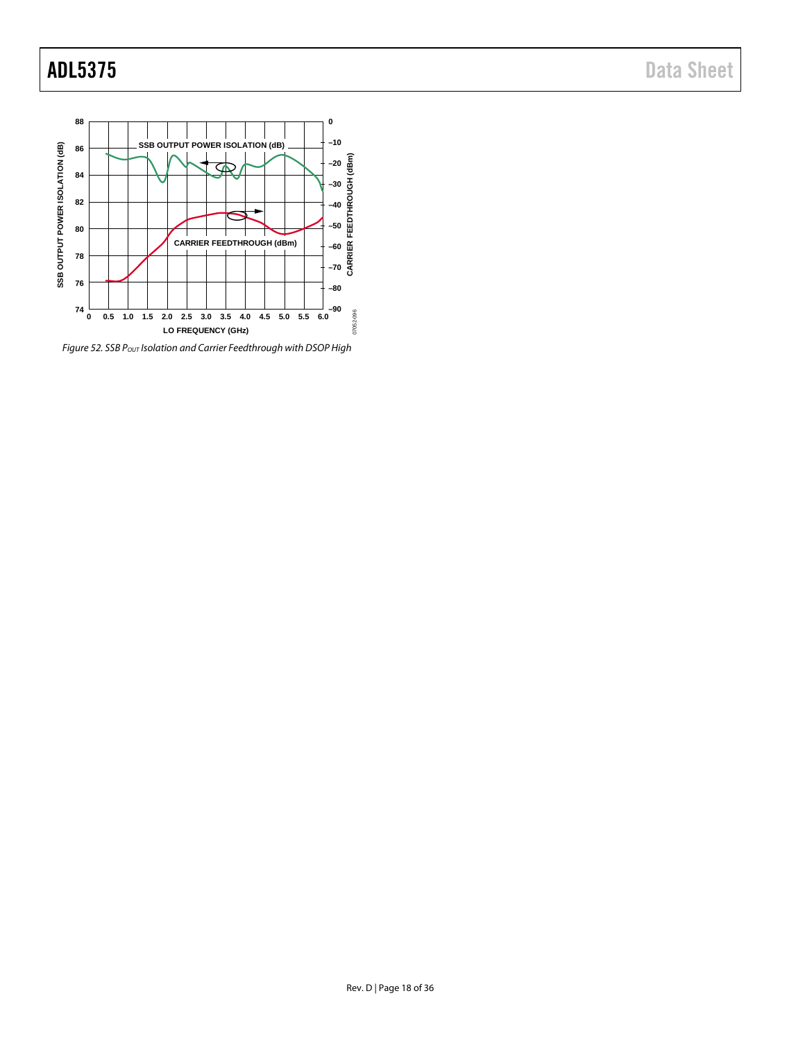Figure 52. SSB $P_{OUT}$ Isolation and Carrier Feedthrough with DSOP High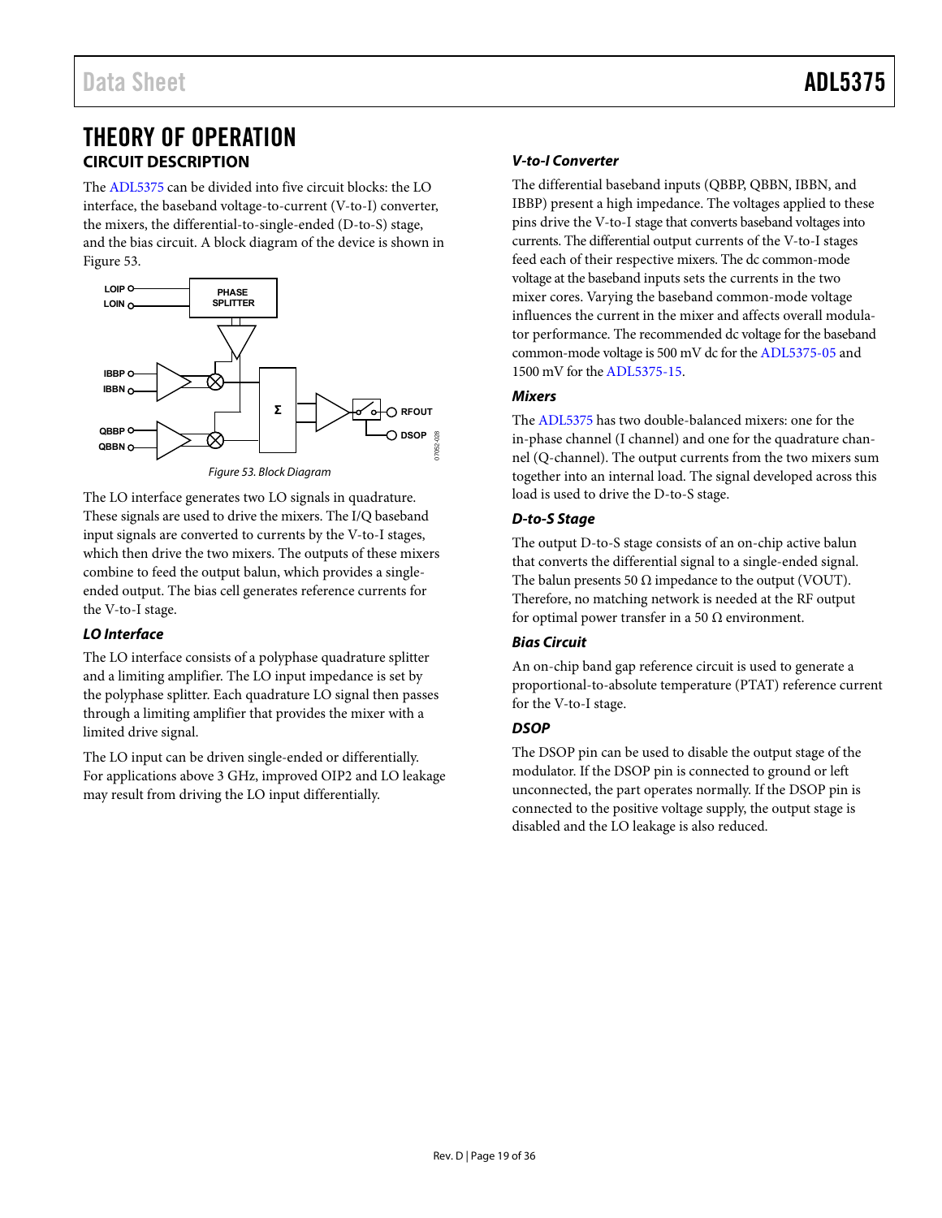# THEORY OF OPERATION

## CIRCUIT DESCRIPTION

The ADL5375 can be divided into five circuit blocks: the LO interface, the baseband voltage-to-current (V-to-I) converter, the mixers, the differential-to-single-ended (D-to-S) stage, and the bias circuit. A block diagram of the device is shown in Figure 53.

*Figure 53. Block Diagram*

The LO interface generates two LO signals in quadrature. These signals are used to drive the mixers. The I/Q baseband input signals are converted to currents by the V-to-I stages, which then drive the two mixers. The outputs of these mixers combine to feed the output balun, which provides a single-ended output. The bias cell generates reference currents for the V-to-I stage.

### *LO Interface*

The LO interface consists of a polyphase quadrature splitter and a limiting amplifier. The LO input impedance is set by the polyphase splitter. Each quadrature LO signal then passes through a limiting amplifier that provides the mixer with a limited drive signal.

The LO input can be driven single-ended or differentially. For applications above 3 GHz, improved OIP2 and LO leakage may result from driving the LO input differentially.

### *V-to-I Converter*

The differential baseband inputs (QBBP, QBBN, IBBN, and IBBP) present a high impedance. The voltages applied to these pins drive the V-to-I stage that converts baseband voltages into currents. The differential output currents of the V-to-I stages feed each of their respective mixers. The dc common-mode voltage at the baseband inputs sets the currents in the two mixer cores. Varying the baseband common-mode voltage influences the current in the mixer and affects overall modulator performance. The recommended dc voltage for the baseband common-mode voltage is 500 mV dc for the ADL5375-05 and 1500 mV for the ADL5375-15.

### *Mixers*

The ADL5375 has two double-balanced mixers: one for the in-phase channel (I channel) and one for the quadrature channel (Q-channel). The output currents from the two mixers sum together into an internal load. The signal developed across this load is used to drive the D-to-S stage.

### *D-to-S Stage*

The output D-to-S stage consists of an on-chip active balun that converts the differential signal to a single-ended signal. The balun presents 50 Ω impedance to the output (VOUT). Therefore, no matching network is needed at the RF output for optimal power transfer in a 50 Ω environment.

### *Bias Circuit*

An on-chip band gap reference circuit is used to generate a proportional-to-absolute temperature (PTAT) reference current for the V-to-I stage.

### *DSOP*

The DSOP pin can be used to disable the output stage of the modulator. If the DSOP pin is connected to ground or left unconnected, the part operates normally. If the DSOP pin is connected to the positive voltage supply, the output stage is disabled and the LO leakage is also reduced.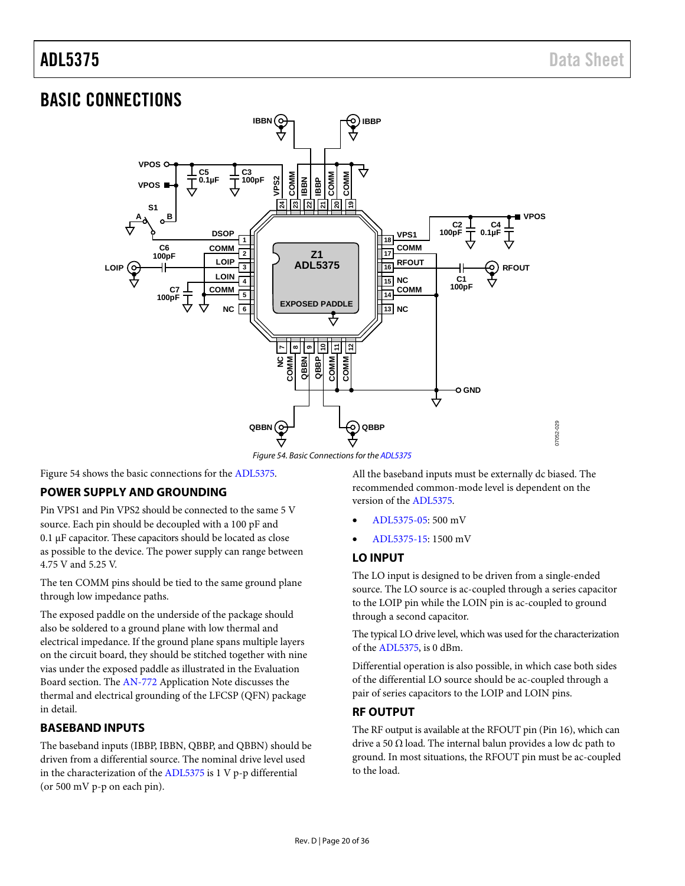## BASIC CONNECTIONS

Figure 54. Basic Connections for the ADL5375

Figure 54 shows the basic connections for the ADL5375.

### POWER SUPPLY AND GROUNDING

Pin VPS1 and Pin VPS2 should be connected to the same 5 V source. Each pin should be decoupled with a 100 pF and 0.1 µF capacitor. These capacitors should be located as close as possible to the device. The power supply can range between 4.75 V and 5.25 V.

The ten COMM pins should be tied to the same ground plane through low impedance paths.

The exposed paddle on the underside of the package should also be soldered to a ground plane with low thermal and electrical impedance. If the ground plane spans multiple layers on the circuit board, they should be stitched together with nine vias under the exposed paddle as illustrated in the Evaluation Board section. The AN-772 Application Note discusses the thermal and electrical grounding of the LFCSP (QFN) package in detail.

### BASEBAND INPUTS

The baseband inputs (IBBP, IBBN, QBBP, and QBBN) should be driven from a differential source. The nominal drive level used in the characterization of the ADL5375 is 1 V p-p differential (or 500 mV p-p on each pin).

All the baseband inputs must be externally dc biased. The recommended common-mode level is dependent on the version of the ADL5375.

- ADL5375-05: 500 mV
- ADL5375-15: 1500 mV

### LO INPUT

The LO input is designed to be driven from a single-ended source. The LO source is ac-coupled through a series capacitor to the LOIP pin while the LOIN pin is ac-coupled to ground through a second capacitor.

The typical LO drive level, which was used for the characterization of the ADL5375, is 0 dBm.

Differential operation is also possible, in which case both sides of the differential LO source should be ac-coupled through a pair of series capacitors to the LOIP and LOIN pins.

### RF OUTPUT

The RF output is available at the RFOUT pin (Pin 16), which can drive a 50 Ω load. The internal balun provides a low dc path to ground. In most situations, the RFOUT pin must be ac-coupled to the load.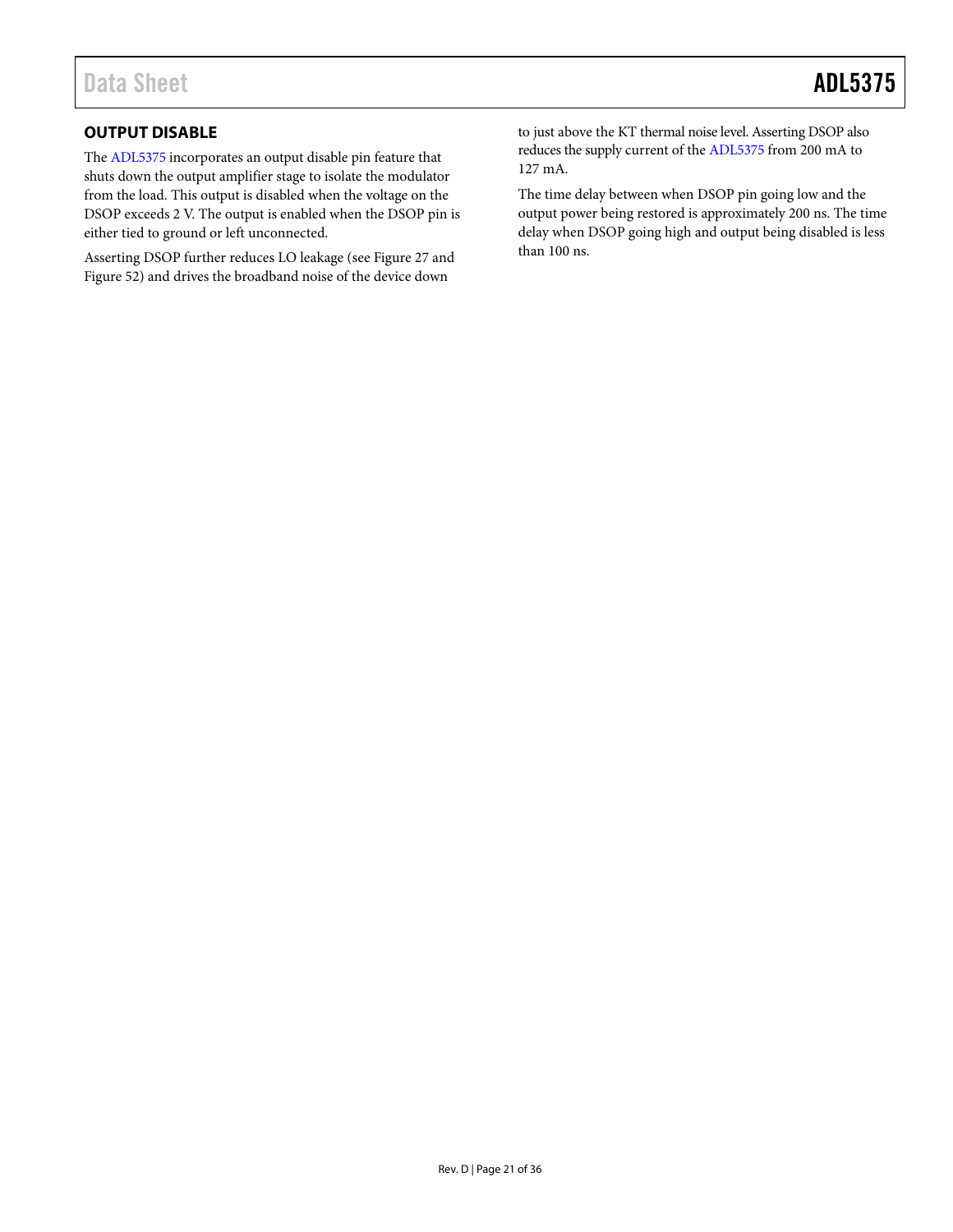## OUTPUT DISABLE

The ADL5375 incorporates an output disable pin feature that shuts down the output amplifier stage to isolate the modulator from the load. This output is disabled when the voltage on the DSOP exceeds 2 V. The output is enabled when the DSOP pin is either tied to ground or left unconnected.

Asserting DSOP further reduces LO leakage (see Figure 27 and Figure 52) and drives the broadband noise of the device down to just above the KT thermal noise level. Asserting DSOP also reduces the supply current of the ADL5375 from 200 mA to 127 mA.

The time delay between when DSOP pin going low and the output power being restored is approximately 200 ns. The time delay when DSOP going high and output being disabled is less than 100 ns.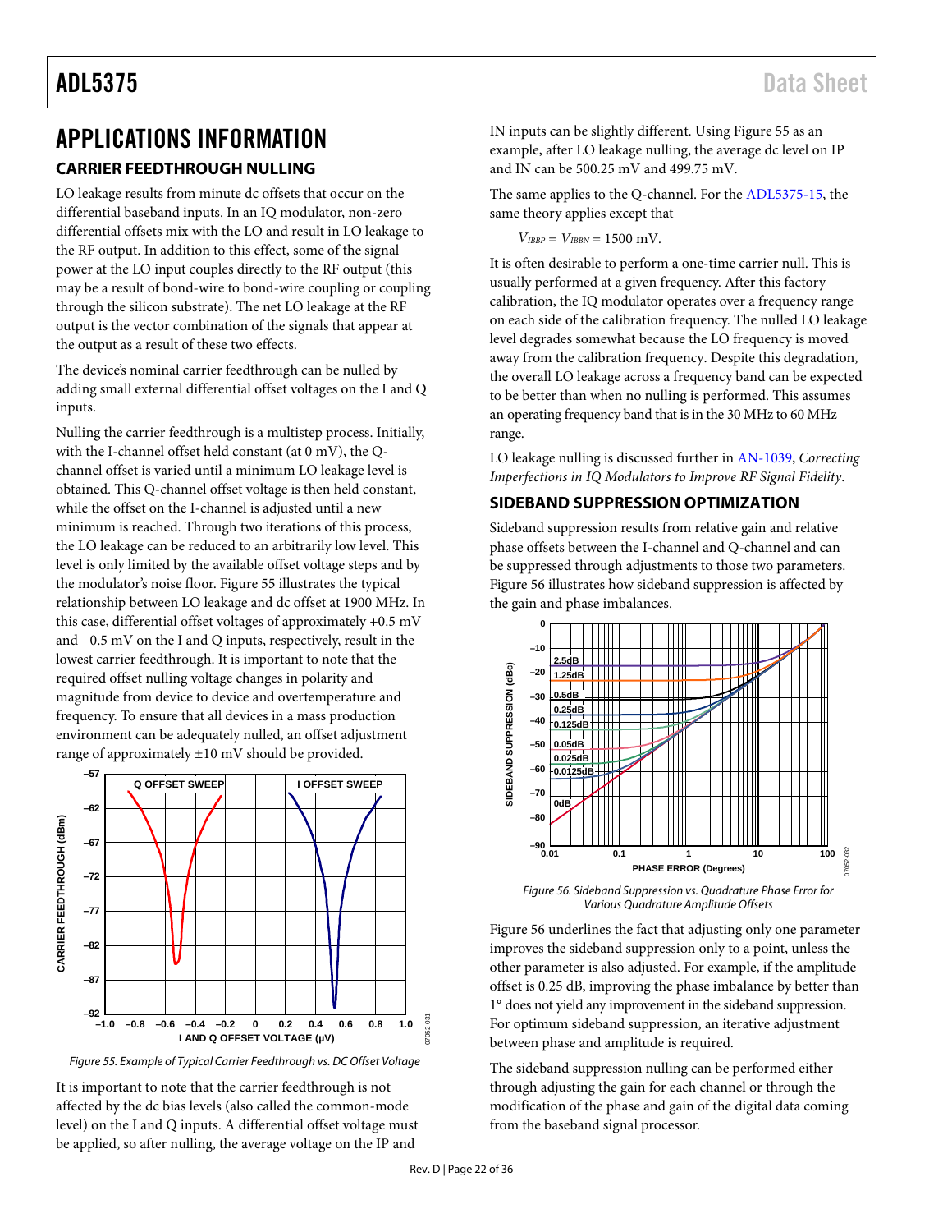# APPLICATIONS INFORMATION

## CARRIER FEEDTHROUGH NULLING

LO leakage results from minute dc offsets that occur on the differential baseband inputs. In an IQ modulator, non-zero differential offsets mix with the LO and result in LO leakage to the RF output. In addition to this effect, some of the signal power at the LO input couples directly to the RF output (this may be a result of bond-wire to bond-wire coupling or coupling through the silicon substrate). The net LO leakage at the RF output is the vector combination of the signals that appear at the output as a result of these two effects.

The device's nominal carrier feedthrough can be nulled by adding small external differential offset voltages on the I and Q inputs.

Nulling the carrier feedthrough is a multistep process. Initially, with the I-channel offset held constant (at 0 mV), the Q-channel offset is varied until a minimum LO leakage level is obtained. This Q-channel offset voltage is then held constant, while the offset on the I-channel is adjusted until a new minimum is reached. Through two iterations of this process, the LO leakage can be reduced to an arbitrarily low level. This level is only limited by the available offset voltage steps and by the modulator's noise floor. Figure 55 illustrates the typical relationship between LO leakage and dc offset at 1900 MHz. In this case, differential offset voltages of approximately +0.5 mV and −0.5 mV on the I and Q inputs, respectively, result in the lowest carrier feedthrough. It is important to note that the required offset nulling voltage changes in polarity and magnitude from device to device and overtemperature and frequency. To ensure that all devices in a mass production environment can be adequately nulled, an offset adjustment range of approximately ±10 mV should be provided.

*Figure 55. Example of Typical Carrier Feedthrough vs. DC Offset Voltage*

It is important to note that the carrier feedthrough is not affected by the dc bias levels (also called the common-mode level) on the I and Q inputs. A differential offset voltage must be applied, so after nulling, the average voltage on the IP and IN inputs can be slightly different. Using Figure 55 as an example, after LO leakage nulling, the average dc level on IP and IN can be 500.25 mV and 499.75 mV.

The same applies to the Q-channel. For the ADL5375-15, the same theory applies except that

$V_{IBBP} = V_{IBBN} = 1500$ mV.

It is often desirable to perform a one-time carrier null. This is usually performed at a given frequency. After this factory calibration, the IQ modulator operates over a frequency range on each side of the calibration frequency. The nulled LO leakage level degrades somewhat because the LO frequency is moved away from the calibration frequency. Despite this degradation, the overall LO leakage across a frequency band can be expected to be better than when no nulling is performed. This assumes an operating frequency band that is in the 30 MHz to 60 MHz range.

LO leakage nulling is discussed further in AN-1039, *Correcting Imperfections in IQ Modulators to Improve RF Signal Fidelity*.

## SIDEBAND SUPPRESSION OPTIMIZATION

Sideband suppression results from relative gain and relative phase offsets between the I-channel and Q-channel and can be suppressed through adjustments to those two parameters. Figure 56 illustrates how sideband suppression is affected by the gain and phase imbalances.

*Figure 56. Sideband Suppression vs. Quadrature Phase Error for Various Quadrature Amplitude Offsets*

Figure 56 underlines the fact that adjusting only one parameter improves the sideband suppression only to a point, unless the other parameter is also adjusted. For example, if the amplitude offset is 0.25 dB, improving the phase imbalance by better than 1° does not yield any improvement in the sideband suppression. For optimum sideband suppression, an iterative adjustment between phase and amplitude is required.

The sideband suppression nulling can be performed either through adjusting the gain for each channel or through the modification of the phase and gain of the digital data coming from the baseband signal processor.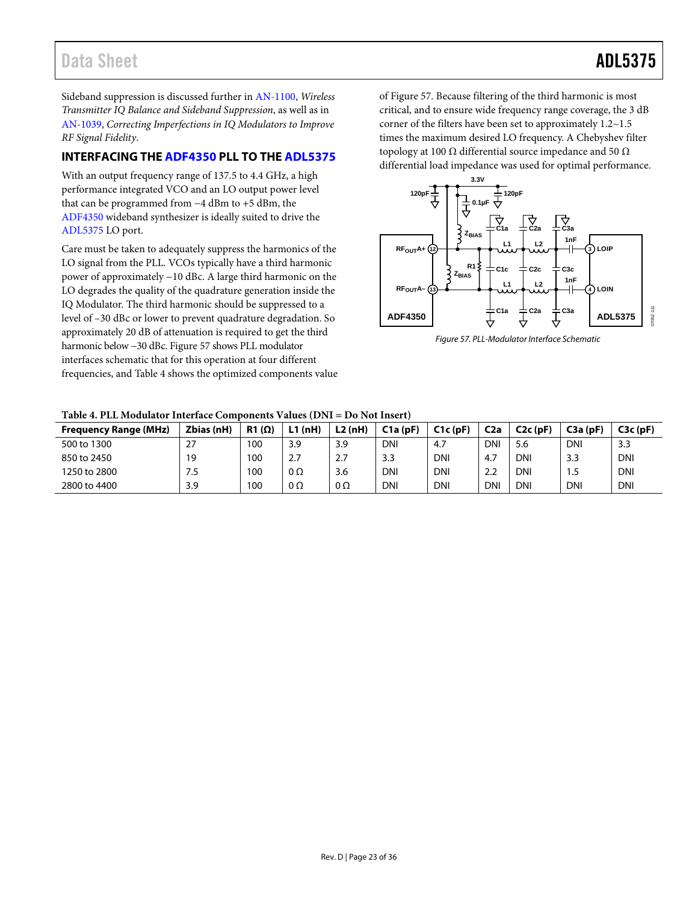Sideband suppression is discussed further in AN-1100, *Wireless Transmitter IQ Balance and Sideband Suppression*, as well as in AN-1039, *Correcting Imperfections in IQ Modulators to Improve RF Signal Fidelity*.

## INTERFACING THE ADF4350 PLL TO THE ADL5375

With an output frequency range of 137.5 to 4.4 GHz, a high performance integrated VCO and an LO output power level that can be programmed from −4 dBm to +5 dBm, the ADF4350 wideband synthesizer is ideally suited to drive the ADL5375 LO port.

Care must be taken to adequately suppress the harmonics of the LO signal from the PLL. VCOs typically have a third harmonic power of approximately −10 dBc. A large third harmonic on the LO degrades the quality of the quadrature generation inside the IQ Modulator. The third harmonic should be suppressed to a level of –30 dBc or lower to prevent quadrature degradation. So approximately 20 dB of attenuation is required to get the third harmonic below −30 dBc. Figure 57 shows PLL modulator interfaces schematic that for this operation at four different frequencies, and Table 4 shows the optimized components value of Figure 57. Because filtering of the third harmonic is most critical, and to ensure wide frequency range coverage, the 3 dB corner of the filters have been set to approximately 1.2~1.5 times the maximum desired LO frequency. A Chebyshev filter topology at 100 Ω differential source impedance and 50 Ω differential load impedance was used for optimal performance.

Figure 57. PLL-Modulator Interface Schematic

Table 4. PLL Modulator Interface Components Values (DNI = Do Not Insert)

| Frequency Range (MHz) | Zbias (nH) | R1 (Ω) | L1 (nH) | L2 (nH) | C1a (pF) | C1c (pF) | C2a | C2c (pF) | C3a (pF) | C3c (pF) |
|---|---|---|---|---|---|---|---|---|---|---|
| 500 to 1300 | 27 | 100 | 3.9 | 3.9 | DNI | 4.7 | DNI | 5.6 | DNI | 3.3 |
| 850 to 2450 | 19 | 100 | 2.7 | 2.7 | 3.3 | DNI | 4.7 | DNI | 3.3 | DNI |
| 1250 to 2800 | 7.5 | 100 | 0 Ω | 3.6 | DNI | DNI | 2.2 | DNI | 1.5 | DNI |
| 2800 to 4400 | 3.9 | 100 | 0 Ω | 0 Ω | DNI | DNI | DNI | DNI | DNI | DNI |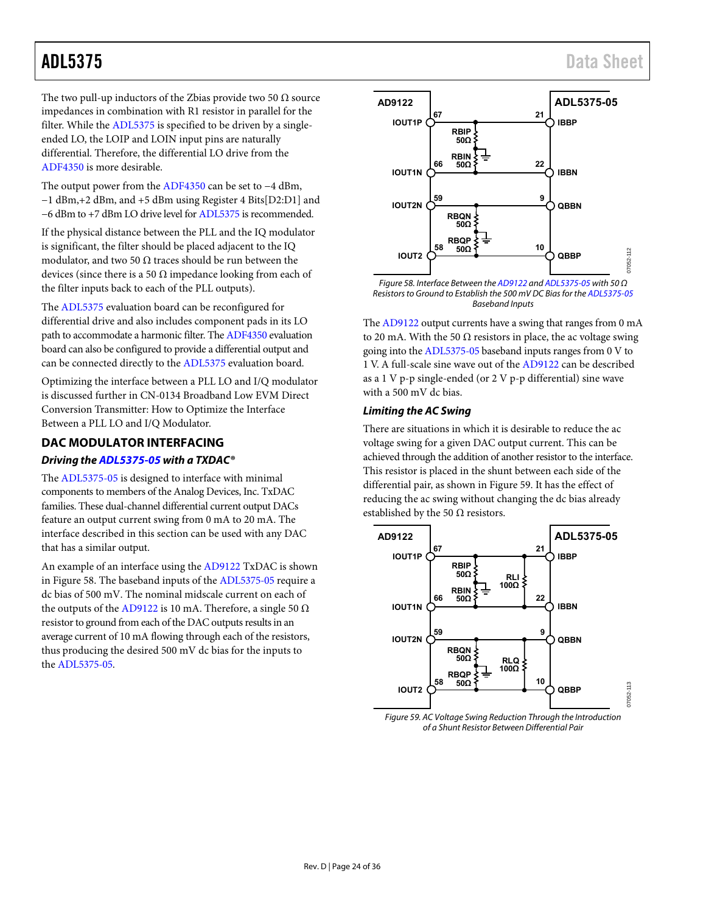The two pull-up inductors of the Zbias provide two 50 Ω source impedances in combination with R1 resistor in parallel for the filter. While the ADL5375 is specified to be driven by a single-ended LO, the LOIP and LOIN input pins are naturally differential. Therefore, the differential LO drive from the ADF4350 is more desirable.

The output power from the ADF4350 can be set to −4 dBm, −1 dBm,+2 dBm, and +5 dBm using Register 4 Bits[D2:D1] and −6 dBm to +7 dBm LO drive level for ADL5375 is recommended.

If the physical distance between the PLL and the IQ modulator is significant, the filter should be placed adjacent to the IQ modulator, and two 50 Ω traces should be run between the devices (since there is a 50 Ω impedance looking from each of the filter inputs back to each of the PLL outputs).

The ADL5375 evaluation board can be reconfigured for differential drive and also includes component pads in its LO path to accommodate a harmonic filter. The ADF4350 evaluation board can also be configured to provide a differential output and can be connected directly to the ADL5375 evaluation board.

Optimizing the interface between a PLL LO and I/Q modulator is discussed further in CN-0134 Broadband Low EVM Direct Conversion Transmitter: How to Optimize the Interface Between a PLL LO and I/Q Modulator.

## DAC MODULATOR INTERFACING

### *Driving the ADL5375-05 with a TXDAC®*

The ADL5375-05 is designed to interface with minimal components to members of the Analog Devices, Inc. TxDAC families. These dual-channel differential current output DACs feature an output current swing from 0 mA to 20 mA. The interface described in this section can be used with any DAC that has a similar output.

An example of an interface using the AD9122 TxDAC is shown in Figure 58. The baseband inputs of the ADL5375-05 require a dc bias of 500 mV. The nominal midscale current on each of the outputs of the AD9122 is 10 mA. Therefore, a single 50 Ω resistor to ground from each of the DAC outputs results in an average current of 10 mA flowing through each of the resistors, thus producing the desired 500 mV dc bias for the inputs to the ADL5375-05.

*Figure 58. Interface Between the AD9122 and ADL5375-05 with 50 Ω Resistors to Ground to Establish the 500 mV DC Bias for the ADL5375-05 Baseband Inputs*

The AD9122 output currents have a swing that ranges from 0 mA to 20 mA. With the 50 Ω resistors in place, the ac voltage swing going into the ADL5375-05 baseband inputs ranges from 0 V to 1 V. A full-scale sine wave out of the AD9122 can be described as a 1 V p-p single-ended (or 2 V p-p differential) sine wave with a 500 mV dc bias.

### *Limiting the AC Swing*

There are situations in which it is desirable to reduce the ac voltage swing for a given DAC output current. This can be achieved through the addition of another resistor to the interface. This resistor is placed in the shunt between each side of the differential pair, as shown in Figure 59. It has the effect of reducing the ac swing without changing the dc bias already established by the 50 Ω resistors.

*Figure 59. AC Voltage Swing Reduction Through the Introduction of a Shunt Resistor Between Differential Pair*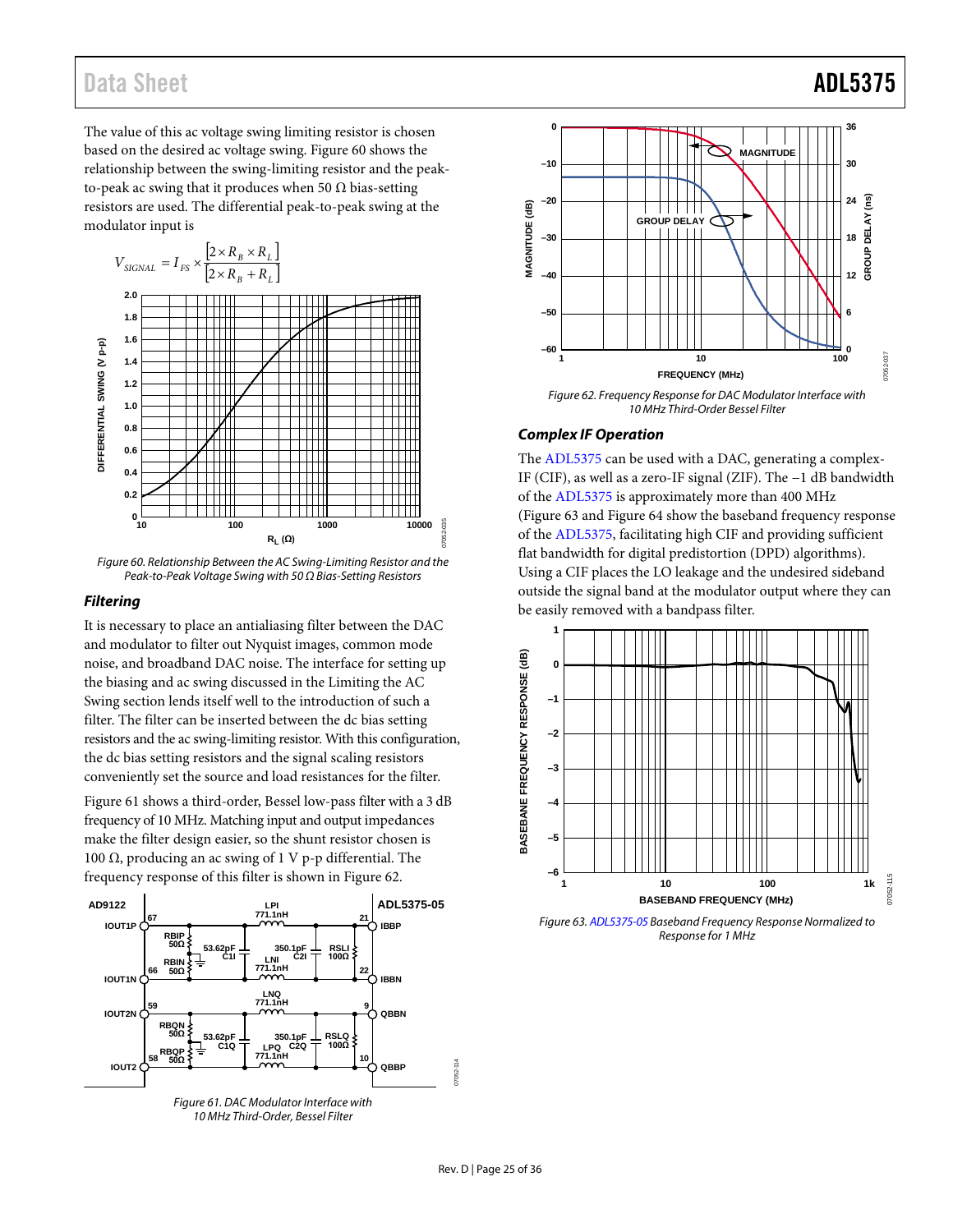The value of this ac voltage swing limiting resistor is chosen based on the desired ac voltage swing. Figure 60 shows the relationship between the swing-limiting resistor and the peak-to-peak ac swing that it produces when 50 Ω bias-setting resistors are used. The differential peak-to-peak swing at the modulator input is

$$V_{SIGNAL} = I_{FS} \times \frac{[2 \times R_B \times R_L]}{[2 \times R_B + R_L]}$$

Figure 60. Relationship Between the AC Swing-Limiting Resistor and the Peak-to-Peak Voltage Swing with 50 Ω Bias-Setting Resistors

### *Filtering*

It is necessary to place an antialiasing filter between the DAC and modulator to filter out Nyquist images, common mode noise, and broadband DAC noise. The interface for setting up the biasing and ac swing discussed in the Limiting the AC Swing section lends itself well to the introduction of such a filter. The filter can be inserted between the dc bias setting resistors and the ac swing-limiting resistor. With this configuration, the dc bias setting resistors and the signal scaling resistors conveniently set the source and load resistances for the filter.

Figure 61 shows a third-order, Bessel low-pass filter with a 3 dB frequency of 10 MHz. Matching input and output impedances make the filter design easier, so the shunt resistor chosen is 100 Ω, producing an ac swing of 1 V p-p differential. The frequency response of this filter is shown in Figure 62.

Figure 61. DAC Modulator Interface with 10 MHz Third-Order, Bessel Filter

Figure 62. Frequency Response for DAC Modulator Interface with 10 MHz Third-Order Bessel Filter

### *Complex IF Operation*

The ADL5375 can be used with a DAC, generating a complex-IF (CIF), as well as a zero-IF signal (ZIF). The −1 dB bandwidth of the ADL5375 is approximately more than 400 MHz (Figure 63 and Figure 64 show the baseband frequency response of the ADL5375, facilitating high CIF and providing sufficient flat bandwidth for digital predistortion (DPD) algorithms). Using a CIF places the LO leakage and the undesired sideband outside the signal band at the modulator output where they can be easily removed with a bandpass filter.

Figure 63. ADL5375-05 Baseband Frequency Response Normalized to Response for 1 MHz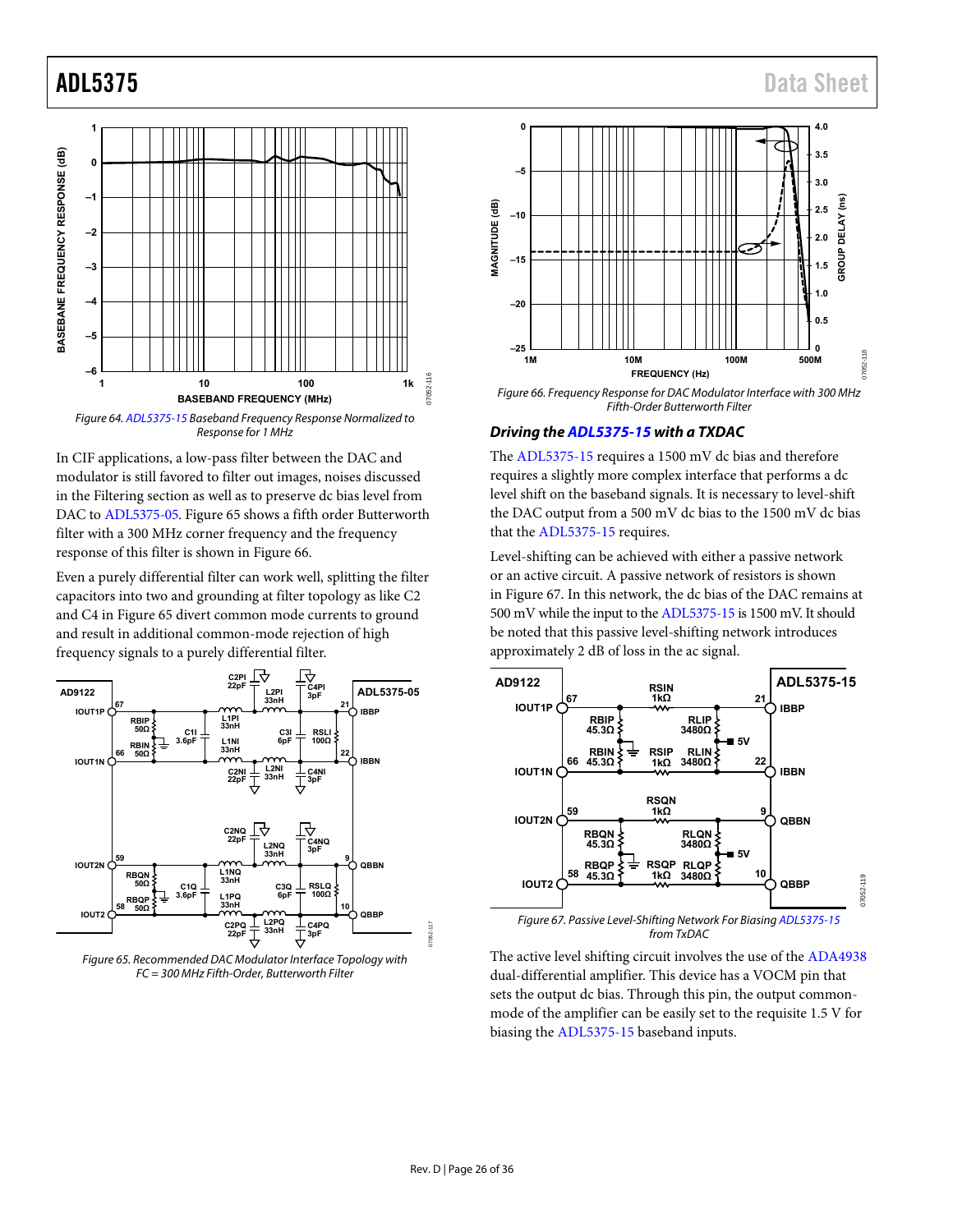Figure 64. ADL5375-15 Baseband Frequency Response Normalized to Response for 1 MHz

In CIF applications, a low-pass filter between the DAC and modulator is still favored to filter out images, noises discussed in the Filtering section as well as to preserve dc bias level from DAC to ADL5375-05. Figure 65 shows a fifth order Butterworth filter with a 300 MHz corner frequency and the frequency response of this filter is shown in Figure 66.

Even a purely differential filter can work well, splitting the filter capacitors into two and grounding at filter topology as like C2 and C4 in Figure 65 divert common mode currents to ground and result in additional common-mode rejection of high frequency signals to a purely differential filter.

Figure 65. Recommended DAC Modulator Interface Topology with FC = 300 MHz Fifth-Order, Butterworth Filter

Figure 66. Frequency Response for DAC Modulator Interface with 300 MHz Fifth-Order Butterworth Filter

### *Driving the ADL5375-15 with a TXDAC*

The ADL5375-15 requires a 1500 mV dc bias and therefore requires a slightly more complex interface that performs a dc level shift on the baseband signals. It is necessary to level-shift the DAC output from a 500 mV dc bias to the 1500 mV dc bias that the ADL5375-15 requires.

Level-shifting can be achieved with either a passive network or an active circuit. A passive network of resistors is shown in Figure 67. In this network, the dc bias of the DAC remains at 500 mV while the input to the ADL5375-15 is 1500 mV. It should be noted that this passive level-shifting network introduces approximately 2 dB of loss in the ac signal.

Figure 67. Passive Level-Shifting Network For Biasing ADL5375-15 from TxDAC

The active level shifting circuit involves the use of the ADA4938 dual-differential amplifier. This device has a VOCM pin that sets the output dc bias. Through this pin, the output common-mode of the amplifier can be easily set to the requisite 1.5 V for biasing the ADL5375-15 baseband inputs.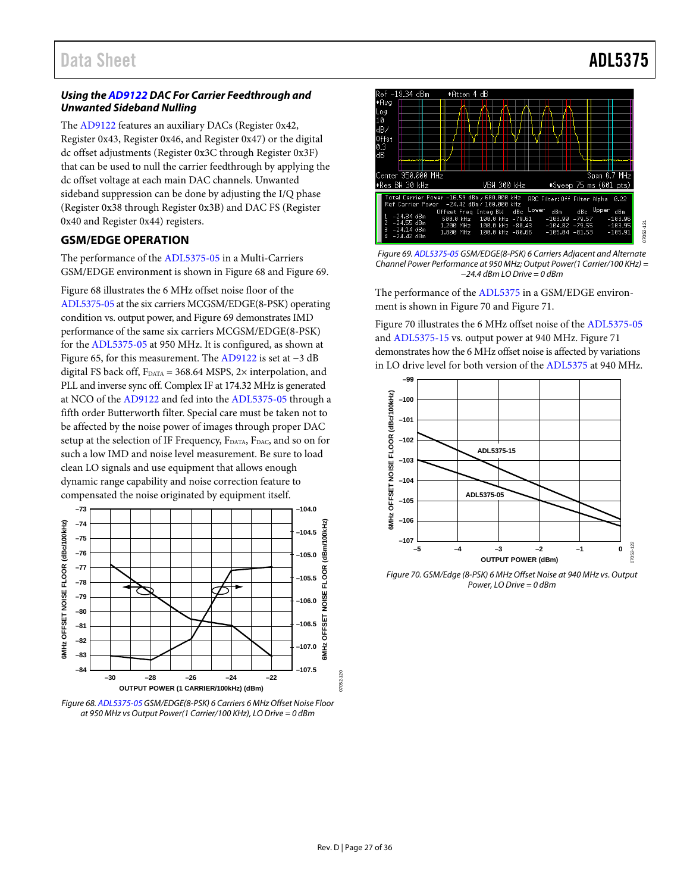### *Using the AD9122 DAC For Carrier Feedthrough and Unwanted Sideband Nulling*

The AD9122 features an auxiliary DACs (Register 0x42, Register 0x43, Register 0x46, and Register 0x47) or the digital dc offset adjustments (Register 0x3C through Register 0x3F) that can be used to null the carrier feedthrough by applying the dc offset voltage at each main DAC channels. Unwanted sideband suppression can be done by adjusting the I/Q phase (Register 0x38 through Register 0x3B) and DAC FS (Register 0x40 and Register 0x44) registers.

## GSM/EDGE OPERATION

The performance of the ADL5375-05 in a Multi-Carriers GSM/EDGE environment is shown in Figure 68 and Figure 69.

Figure 68 illustrates the 6 MHz offset noise floor of the ADL5375-05 at the six carriers MCGSM/EDGE(8-PSK) operating condition vs. output power, and Figure 69 demonstrates IMD performance of the same six carriers MCGSM/EDGE(8-PSK) for the ADL5375-05 at 950 MHz. It is configured, as shown at Figure 65, for this measurement. The AD9122 is set at −3 dB digital FS back off, $F_{DATA}$ = 368.64 MSPS, 2× interpolation, and PLL and inverse sync off. Complex IF at 174.32 MHz is generated at NCO of the AD9122 and fed into the ADL5375-05 through a fifth order Butterworth filter. Special care must be taken not to be affected by the noise power of images through proper DAC setup at the selection of IF Frequency, $F_{DATA}$, $F_{DAC}$, and so on for such a low IMD and noise level measurement. Be sure to load clean LO signals and use equipment that allows enough dynamic range capability and noise correction feature to compensated the noise originated by equipment itself.

*Figure 68. ADL5375-05 GSM/EDGE(8-PSK) 6 Carriers 6 MHz Offset Noise Floor at 950 MHz vs Output Power(1 Carrier/100 KHz), LO Drive = 0 dBm*

*Figure 69. ADL5375-05 GSM/EDGE(8-PSK) 6 Carriers Adjacent and Alternate Channel Power Performance at 950 MHz; Output Power(1 Carrier/100 KHz) = −24.4 dBm LO Drive = 0 dBm*

The performance of the ADL5375 in a GSM/EDGE environment is shown in Figure 70 and Figure 71.

Figure 70 illustrates the 6 MHz offset noise of the ADL5375-05 and ADL5375-15 vs. output power at 940 MHz. Figure 71 demonstrates how the 6 MHz offset noise is affected by variations in LO drive level for both version of the ADL5375 at 940 MHz.

*Figure 70. GSM/Edge (8-PSK) 6 MHz Offset Noise at 940 MHz vs. Output Power, LO Drive = 0 dBm*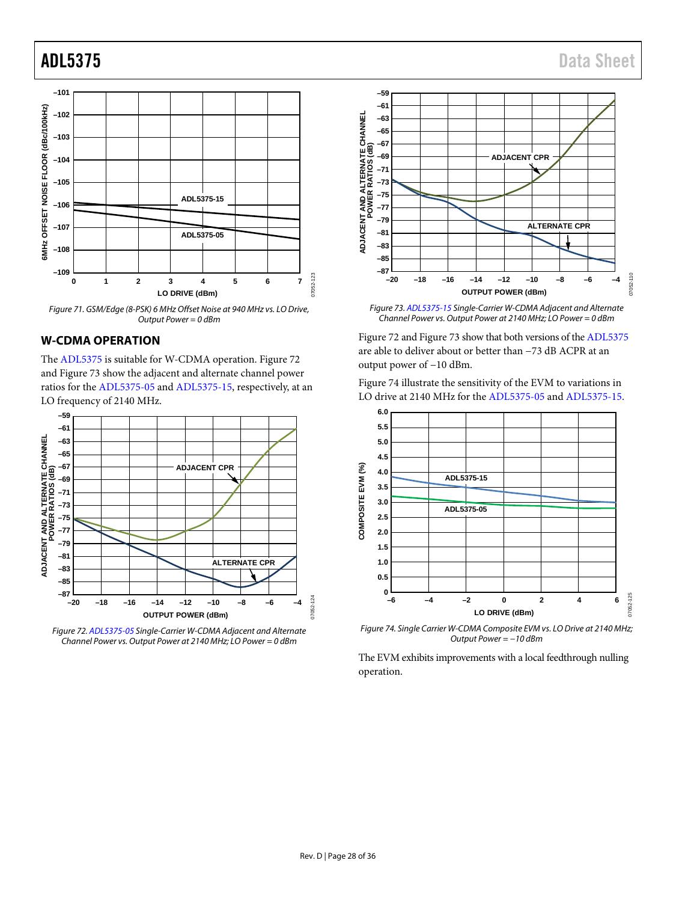Figure 71. GSM/Edge (8-PSK) 6 MHz Offset Noise at 940 MHz vs. LO Drive, Output Power = 0 dBm

## W-CDMA OPERATION

The ADL5375 is suitable for W-CDMA operation. Figure 72 and Figure 73 show the adjacent and alternate channel power ratios for the ADL5375-05 and ADL5375-15, respectively, at an LO frequency of 2140 MHz.

Figure 72. ADL5375-05 Single-Carrier W-CDMA Adjacent and Alternate Channel Power vs. Output Power at 2140 MHz; LO Power = 0 dBm

Figure 73. ADL5375-15 Single-Carrier W-CDMA Adjacent and Alternate Channel Power vs. Output Power at 2140 MHz; LO Power = 0 dBm

Figure 72 and Figure 73 show that both versions of the ADL5375 are able to deliver about or better than −73 dB ACPR at an output power of −10 dBm.

Figure 74 illustrate the sensitivity of the EVM to variations in LO drive at 2140 MHz for the ADL5375-05 and ADL5375-15.

Figure 74. Single Carrier W-CDMA Composite EVM vs. LO Drive at 2140 MHz; Output Power = −10 dBm

The EVM exhibits improvements with a local feedthrough nulling operation.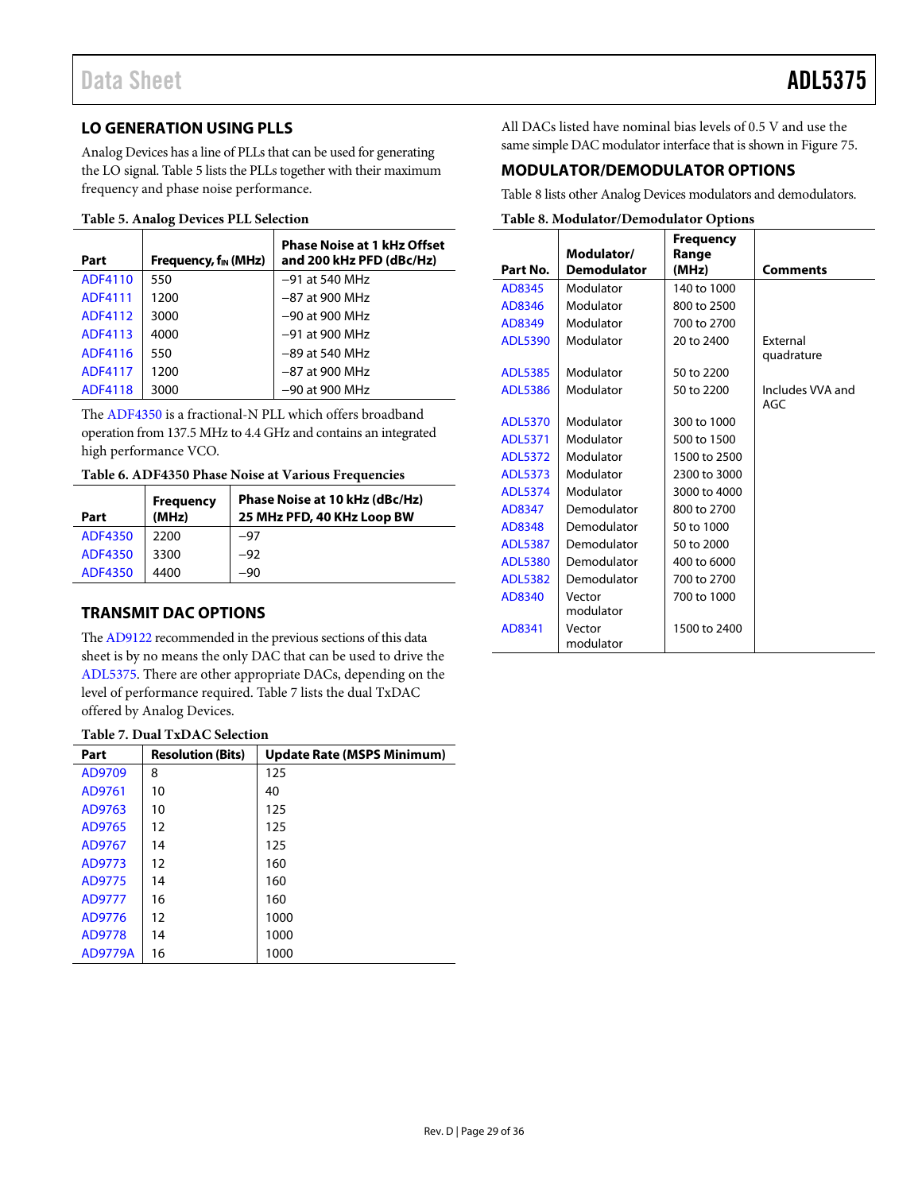## LO GENERATION USING PLLS

Analog Devices has a line of PLLs that can be used for generating the LO signal. Table 5 lists the PLLs together with their maximum frequency and phase noise performance.

**Table 5. Analog Devices PLL Selection**

| Part | Frequency, $f_{IN}$ (MHz) | Phase Noise at 1 kHz Offset and 200 kHz PFD (dBc/Hz) |
|---|---|---|
| ADF4110 | 550 | −91 at 540 MHz |
| ADF4111 | 1200 | −87 at 900 MHz |
| ADF4112 | 3000 | −90 at 900 MHz |
| ADF4113 | 4000 | −91 at 900 MHz |
| ADF4116 | 550 | −89 at 540 MHz |
| ADF4117 | 1200 | −87 at 900 MHz |
| ADF4118 | 3000 | −90 at 900 MHz |

The ADF4350 is a fractional-N PLL which offers broadband operation from 137.5 MHz to 4.4 GHz and contains an integrated high performance VCO.

**Table 6. ADF4350 Phase Noise at Various Frequencies**

| Part | Frequency (MHz) | Phase Noise at 10 kHz (dBc/Hz) 25 MHz PFD, 40 KHz Loop BW |
|---|---|---|
| ADF4350 | 2200 | −97 |
| ADF4350 | 3300 | −92 |
| ADF4350 | 4400 | −90 |

## TRANSMIT DAC OPTIONS

The AD9122 recommended in the previous sections of this data sheet is by no means the only DAC that can be used to drive the ADL5375. There are other appropriate DACs, depending on the level of performance required. Table 7 lists the dual TxDAC offered by Analog Devices.

**Table 7. Dual TxDAC Selection**

| Part | Resolution (Bits) | Update Rate (MSPS Minimum) |
|---|---|---|
| AD9709 | 8 | 125 |
| AD9761 | 10 | 40 |
| AD9763 | 10 | 125 |
| AD9765 | 12 | 125 |
| AD9767 | 14 | 125 |
| AD9773 | 12 | 160 |
| AD9775 | 14 | 160 |
| AD9777 | 16 | 160 |
| AD9776 | 12 | 1000 |
| AD9778 | 14 | 1000 |
| AD9779A | 16 | 1000 |

All DACs listed have nominal bias levels of 0.5 V and use the same simple DAC modulator interface that is shown in Figure 75.

## MODULATOR/DEMODULATOR OPTIONS

Table 8 lists other Analog Devices modulators and demodulators.

**Table 8. Modulator/Demodulator Options**

| Part No. | Modulator/ Demodulator | Frequency Range (MHz) | Comments |
|---|---|---|---|
| AD8345 | Modulator | 140 to 1000 | |
| AD8346 | Modulator | 800 to 2500 | |
| AD8349 | Modulator | 700 to 2700 | |
| ADL5390 | Modulator | 20 to 2400 | External quadrature |
| ADL5385 | Modulator | 50 to 2200 | |
| ADL5386 | Modulator | 50 to 2200 | Includes VVA and AGC |
| ADL5370 | Modulator | 300 to 1000 | |
| ADL5371 | Modulator | 500 to 1500 | |
| ADL5372 | Modulator | 1500 to 2500 | |
| ADL5373 | Modulator | 2300 to 3000 | |
| ADL5374 | Modulator | 3000 to 4000 | |
| AD8347 | Demodulator | 800 to 2700 | |
| AD8348 | Demodulator | 50 to 1000 | |
| ADL5387 | Demodulator | 50 to 2000 | |
| ADL5380 | Demodulator | 400 to 6000 | |
| ADL5382 | Demodulator | 700 to 2700 | |
| AD8340 | Vector modulator | 700 to 1000 | |
| AD8341 | Vector modulator | 1500 to 2400 | |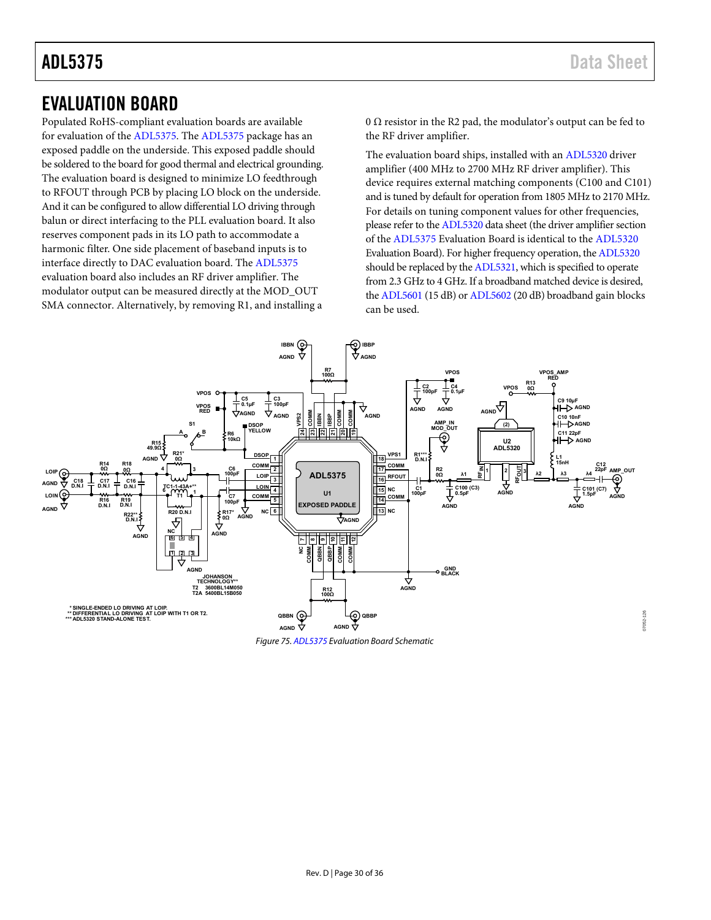# EVALUATION BOARD

Populated RoHS-compliant evaluation boards are available for evaluation of the ADL5375. The ADL5375 package has an exposed paddle on the underside. This exposed paddle should be soldered to the board for good thermal and electrical grounding. The evaluation board is designed to minimize LO feedthrough to RFOUT through PCB by placing LO block on the underside. And it can be configured to allow differential LO driving through balun or direct interfacing to the PLL evaluation board. It also reserves component pads in its LO path to accommodate a harmonic filter. One side placement of baseband inputs is to interface directly to DAC evaluation board. The ADL5375 evaluation board also includes an RF driver amplifier. The modulator output can be measured directly at the MOD_OUT SMA connector. Alternatively, by removing R1, and installing a 0 Ω resistor in the R2 pad, the modulator's output can be fed to the RF driver amplifier.

The evaluation board ships, installed with an ADL5320 driver amplifier (400 MHz to 2700 MHz RF driver amplifier). This device requires external matching components (C100 and C101) and is tuned by default for operation from 1805 MHz to 2170 MHz. For details on tuning component values for other frequencies, please refer to the ADL5320 data sheet (the driver amplifier section of the ADL5375 Evaluation Board is identical to the ADL5320 Evaluation Board). For higher frequency operation, the ADL5320 should be replaced by the ADL5321, which is specified to operate from 2.3 GHz to 4 GHz. If a broadband matched device is desired, the ADL5601 (15 dB) or ADL5602 (20 dB) broadband gain blocks can be used.

*Figure 75. ADL5375 Evaluation Board Schematic*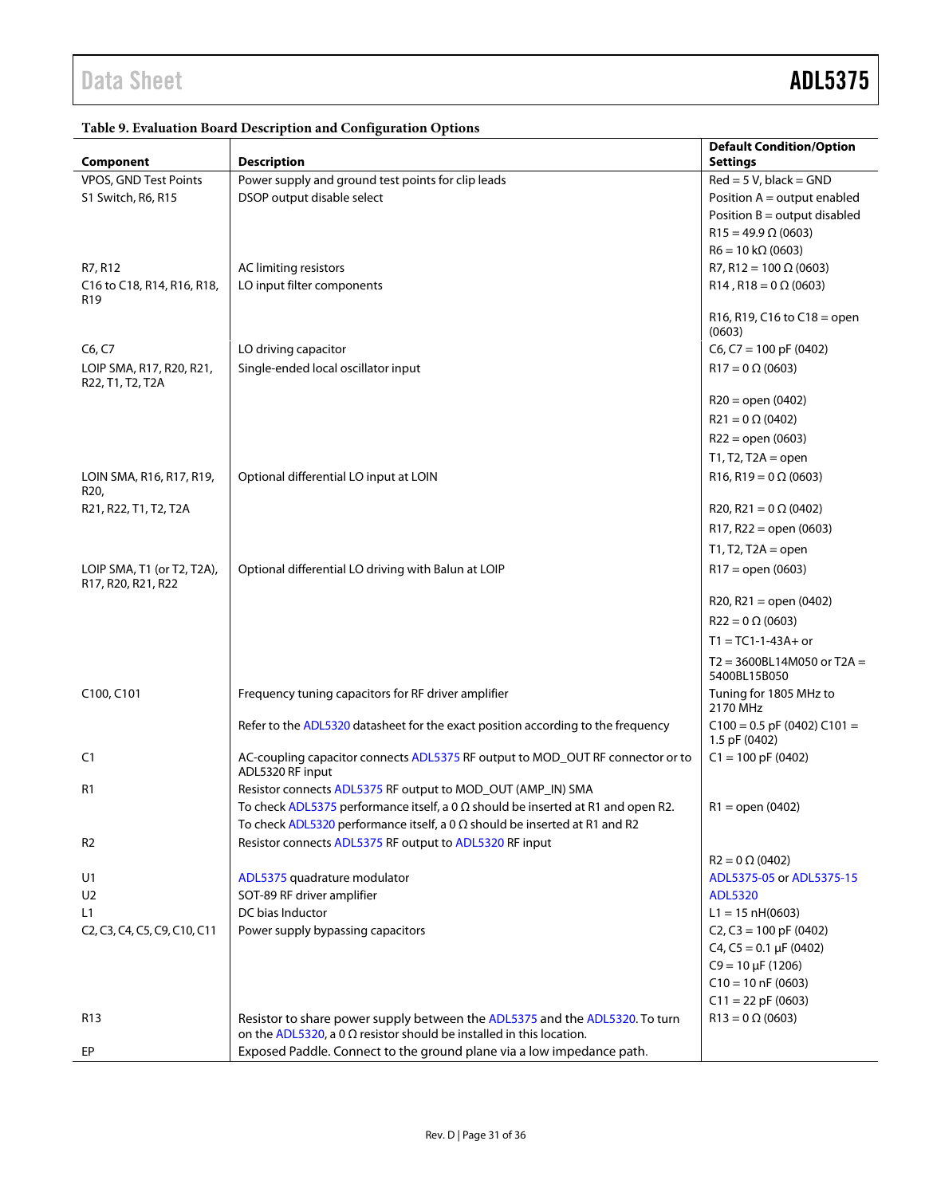**Table 9. Evaluation Board Description and Configuration Options**

| Component | Description | Default Condition/Option Settings |
|---|---|---|
| VPOS, GND Test Points | Power supply and ground test points for clip leads | Red = 5 V, black = GND |
| S1 Switch, R6, R15 | DSOP output disable select | Position A = output enabled<br>Position B = output disabled<br>R15 = 49.9 Ω (0603)<br>R6 = 10 kΩ (0603) |
| R7, R12 | AC limiting resistors | R7, R12 = 100 Ω (0603) |
| C16 to C18, R14, R16, R18, R19 | LO input filter components | R14 , R18 = 0 Ω (0603)<br>R16, R19, C16 to C18 = open (0603) |
| C6, C7 | LO driving capacitor | C6, C7 = 100 pF (0402) |
| LOIP SMA, R17, R20, R21, R22, T1, T2, T2A | Single-ended local oscillator input | R17 = 0 Ω (0603)<br>R20 = open (0402)<br>R21 = 0 Ω (0402)<br>R22 = open (0603)<br>T1, T2, T2A = open |
| LOIN SMA, R16, R17, R19, R20, R21, R22, T1, T2, T2A | Optional differential LO input at LOIN | R16, R19 = 0 Ω (0603)<br>R20, R21 = 0 Ω (0402)<br>R17, R22 = open (0603)<br>T1, T2, T2A = open |
| LOIP SMA, T1 (or T2, T2A), R17, R20, R21, R22 | Optional differential LO driving with Balun at LOIP | R17 = open (0603)<br>R20, R21 = open (0402)<br>R22 = 0 Ω (0603)<br>T1 = TC1-1-43A+ or<br>T2 = 3600BL14M050 or T2A = 5400BL15B050 |
| C100, C101 | Frequency tuning capacitors for RF driver amplifier<br>Refer to the ADL5320 datasheet for the exact position according to the frequency | Tuning for 1805 MHz to 2170 MHz<br>C100 = 0.5 pF (0402) C101 = 1.5 pF (0402) |
| C1 | AC-coupling capacitor connects ADL5375 RF output to MOD_OUT RF connector or to ADL5320 RF input | C1 = 100 pF (0402) |
| R1 | Resistor connects ADL5375 RF output to MOD_OUT (AMP_IN) SMA<br>To check ADL5375 performance itself, a 0 Ω should be inserted at R1 and open R2.<br>To check ADL5320 performance itself, a 0 Ω should be inserted at R1 and R2 | R1 = open (0402) |
| R2 | Resistor connects ADL5375 RF output to ADL5320 RF input | R2 = 0 Ω (0402) |
| U1 | ADL5375 quadrature modulator | ADL5375-05 or ADL5375-15 |
| U2 | SOT-89 RF driver amplifier | ADL5320 |
| L1 | DC bias Inductor | L1 = 15 nH(0603) |
| C2, C3, C4, C5, C9, C10, C11 | Power supply bypassing capacitors | C2, C3 = 100 pF (0402)<br>C4, C5 = 0.1 µF (0402)<br>C9 = 10 µF (1206)<br>C10 = 10 nF (0603)<br>C11 = 22 pF (0603) |
| R13 | Resistor to share power supply between the ADL5375 and the ADL5320. To turn on the ADL5320, a 0 Ω resistor should be installed in this location. | R13 = 0 Ω (0603) |
| EP | Exposed Paddle. Connect to the ground plane via a low impedance path. | |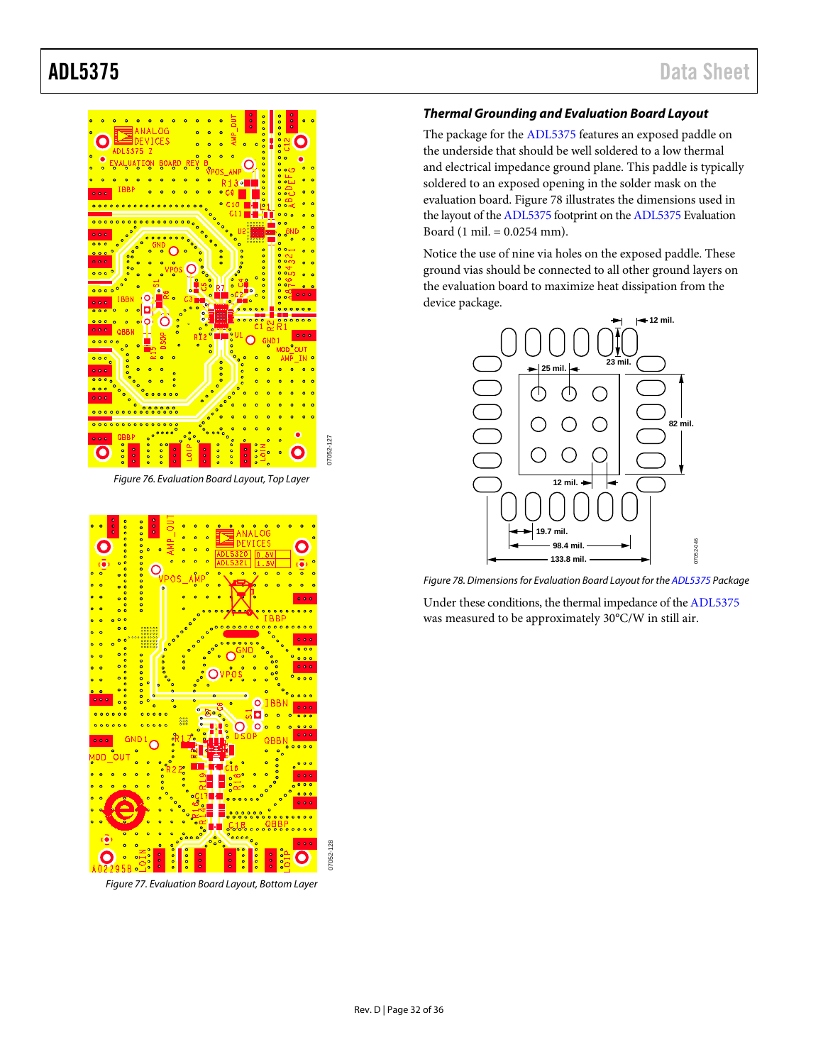Figure 76. Evaluation Board Layout, Top Layer

Figure 77. Evaluation Board Layout, Bottom Layer

### *Thermal Grounding and Evaluation Board Layout*

The package for the ADL5375 features an exposed paddle on the underside that should be well soldered to a low thermal and electrical impedance ground plane. This paddle is typically soldered to an exposed opening in the solder mask on the evaluation board. Figure 78 illustrates the dimensions used in the layout of the ADL5375 footprint on the ADL5375 Evaluation Board (1 mil. = 0.0254 mm).

Notice the use of nine via holes on the exposed paddle. These ground vias should be connected to all other ground layers on the evaluation board to maximize heat dissipation from the device package.

*Figure 78. Dimensions for Evaluation Board Layout for the ADL5375 Package*

Under these conditions, the thermal impedance of the ADL5375 was measured to be approximately 30°C/W in still air.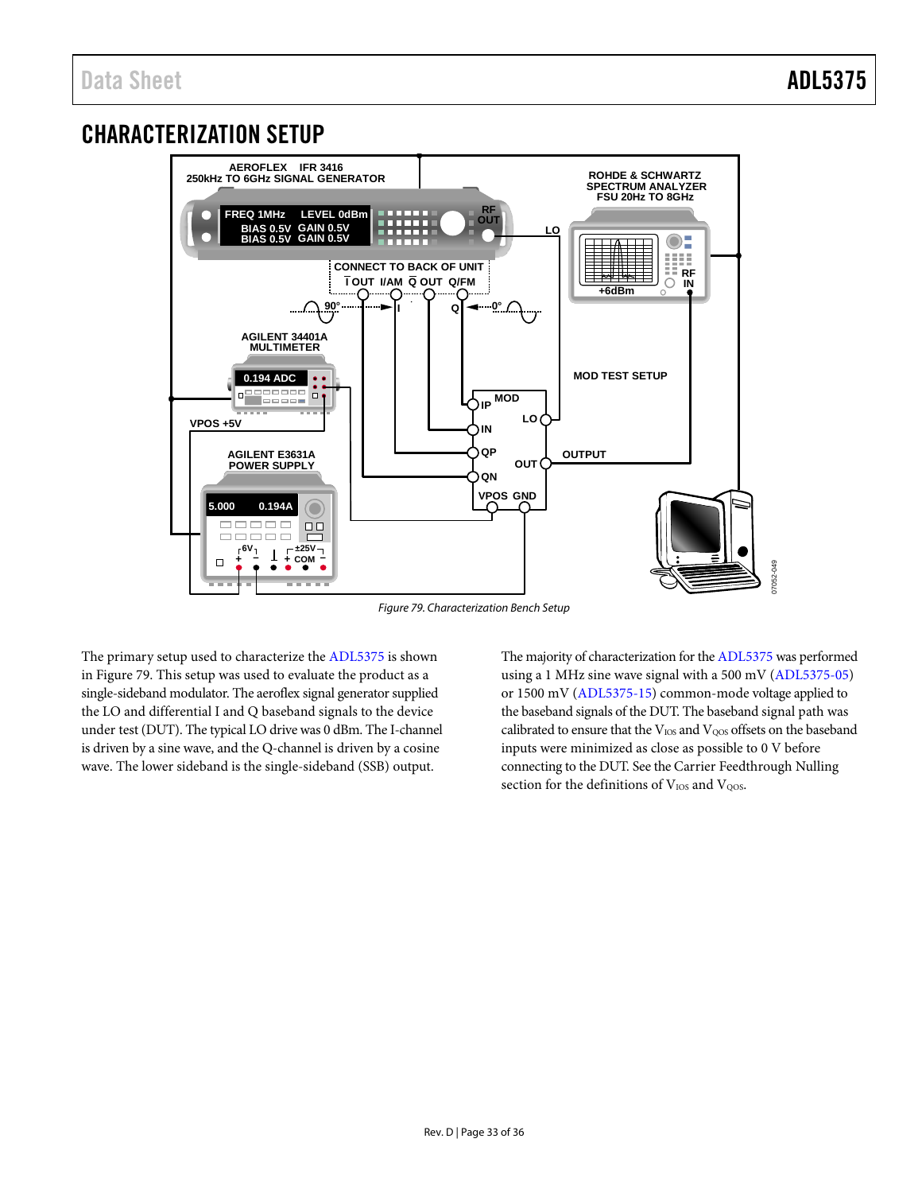## CHARACTERIZATION SETUP

*Figure 79. Characterization Bench Setup*

The primary setup used to characterize the ADL5375 is shown in Figure 79. This setup was used to evaluate the product as a single-sideband modulator. The aeroflex signal generator supplied the LO and differential I and Q baseband signals to the device under test (DUT). The typical LO drive was 0 dBm. The I-channel is driven by a sine wave, and the Q-channel is driven by a cosine wave. The lower sideband is the single-sideband (SSB) output.

The majority of characterization for the ADL5375 was performed using a 1 MHz sine wave signal with a 500 mV (ADL5375-05) or 1500 mV (ADL5375-15) common-mode voltage applied to the baseband signals of the DUT. The baseband signal path was calibrated to ensure that the $V_{IOS}$ and $V_{QOS}$ offsets on the baseband inputs were minimized as close as possible to 0 V before connecting to the DUT. See the Carrier Feedthrough Nulling section for the definitions of $V_{IOS}$ and $V_{QOS}$.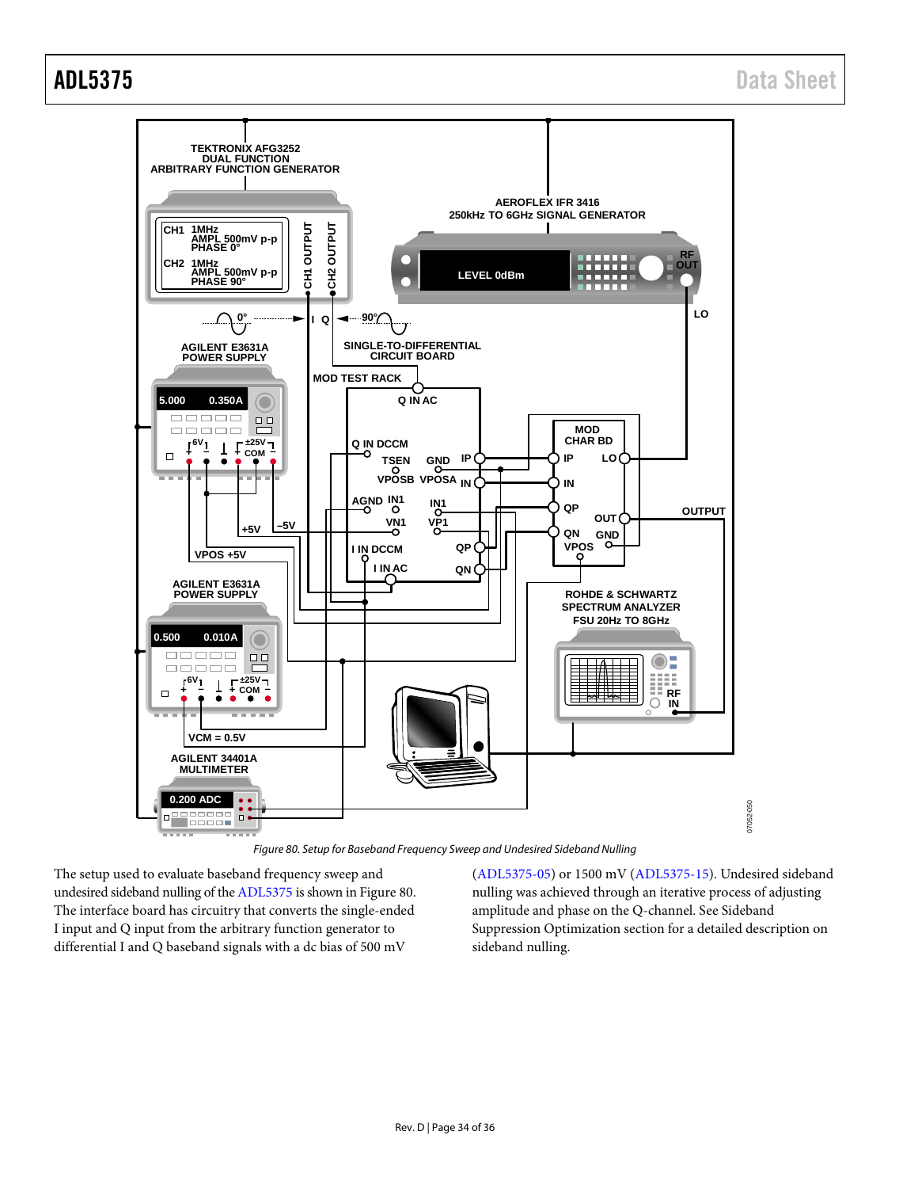Figure 80. Setup for Baseband Frequency Sweep and Undesired Sideband Nulling

The setup used to evaluate baseband frequency sweep and undesired sideband nulling of the ADL5375 is shown in Figure 80. The interface board has circuitry that converts the single-ended I input and Q input from the arbitrary function generator to differential I and Q baseband signals with a dc bias of 500 mV (ADL5375-05) or 1500 mV (ADL5375-15). Undesired sideband nulling was achieved through an iterative process of adjusting amplitude and phase on the Q-channel. See Sideband Suppression Optimization section for a detailed description on sideband nulling.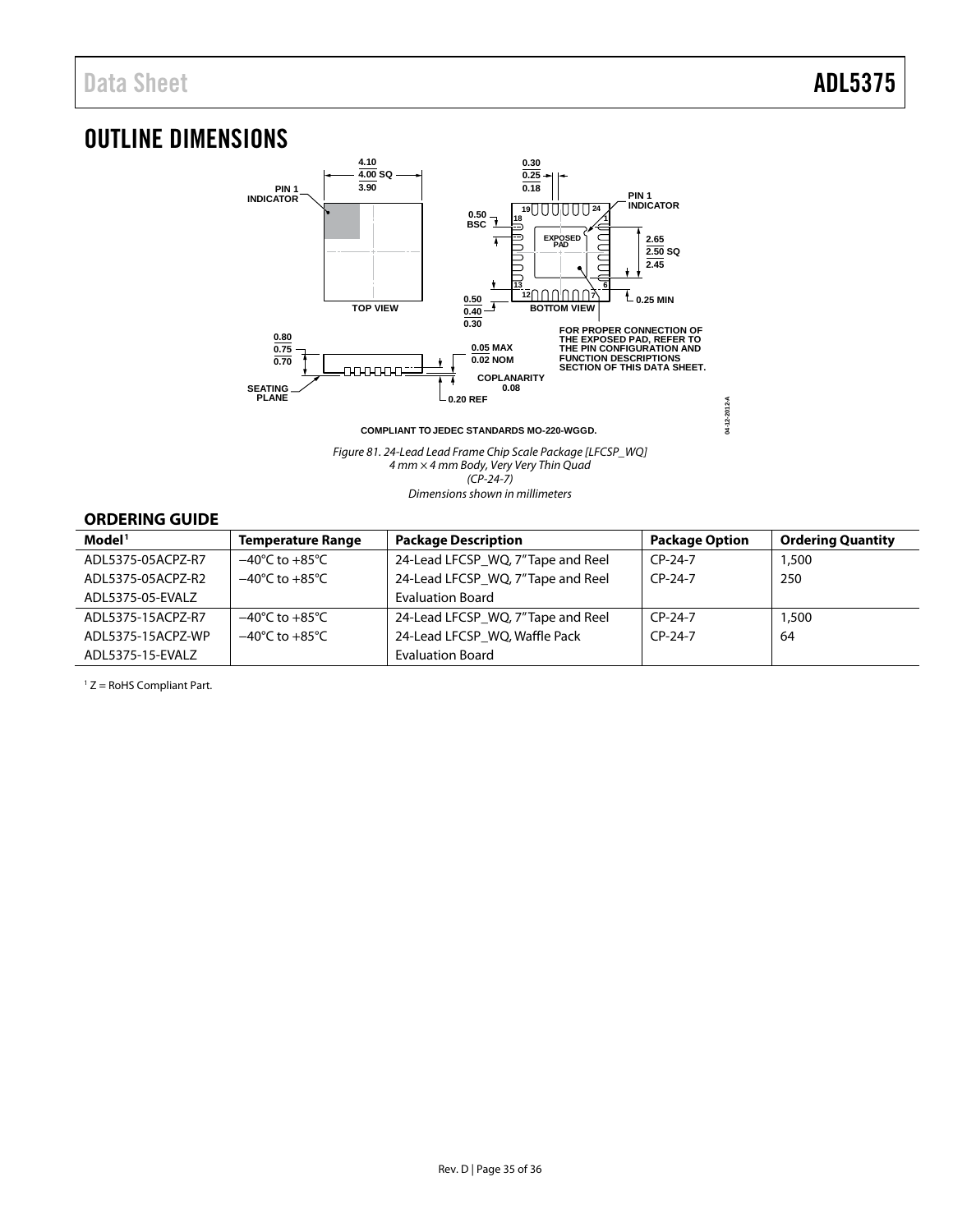# OUTLINE DIMENSIONS

COMPLIANT TO JEDEC STANDARDS MO-220-WGGD.

*Figure 81. 24-Lead Lead Frame Chip Scale Package [LFCSP_WQ]*
*4 mm × 4 mm Body, Very Very Thin Quad*
*(CP-24-7)*
*Dimensions shown in millimeters*

## ORDERING GUIDE

| Model[1] | Temperature Range | Package Description | Package Option | Ordering Quantity |
|---|---|---|---|---|
| ADL5375-05ACPZ-R7 | −40°C to +85°C | 24-Lead LFCSP_WQ, 7" Tape and Reel | CP-24-7 | 1,500 |
| ADL5375-05ACPZ-R2 | −40°C to +85°C | 24-Lead LFCSP_WQ, 7" Tape and Reel | CP-24-7 | 250 |
| ADL5375-05-EVALZ | | Evaluation Board | | |
| ADL5375-15ACPZ-R7 | −40°C to +85°C | 24-Lead LFCSP_WQ, 7" Tape and Reel | CP-24-7 | 1,500 |
| ADL5375-15ACPZ-WP | −40°C to +85°C | 24-Lead LFCSP_WQ, Waffle Pack | CP-24-7 | 64 |
| ADL5375-15-EVALZ | | Evaluation Board | | |

[1] Z = RoHS Compliant Part.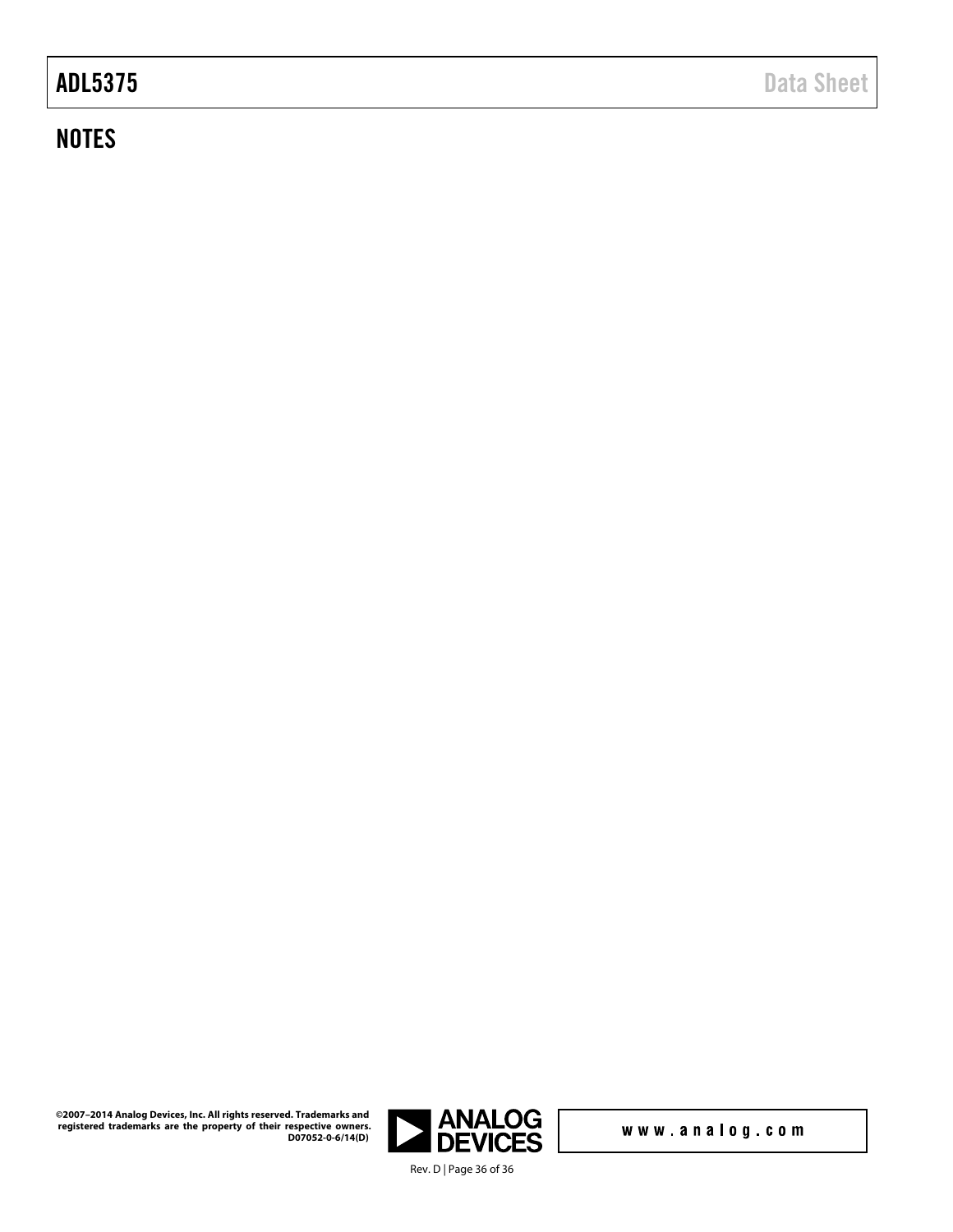## NOTES

©2007–2014 Analog Devices, Inc. All rights reserved. Trademarks and registered trademarks are the property of their respective owners.
D07052-0-6/14(D)

www.analog.com